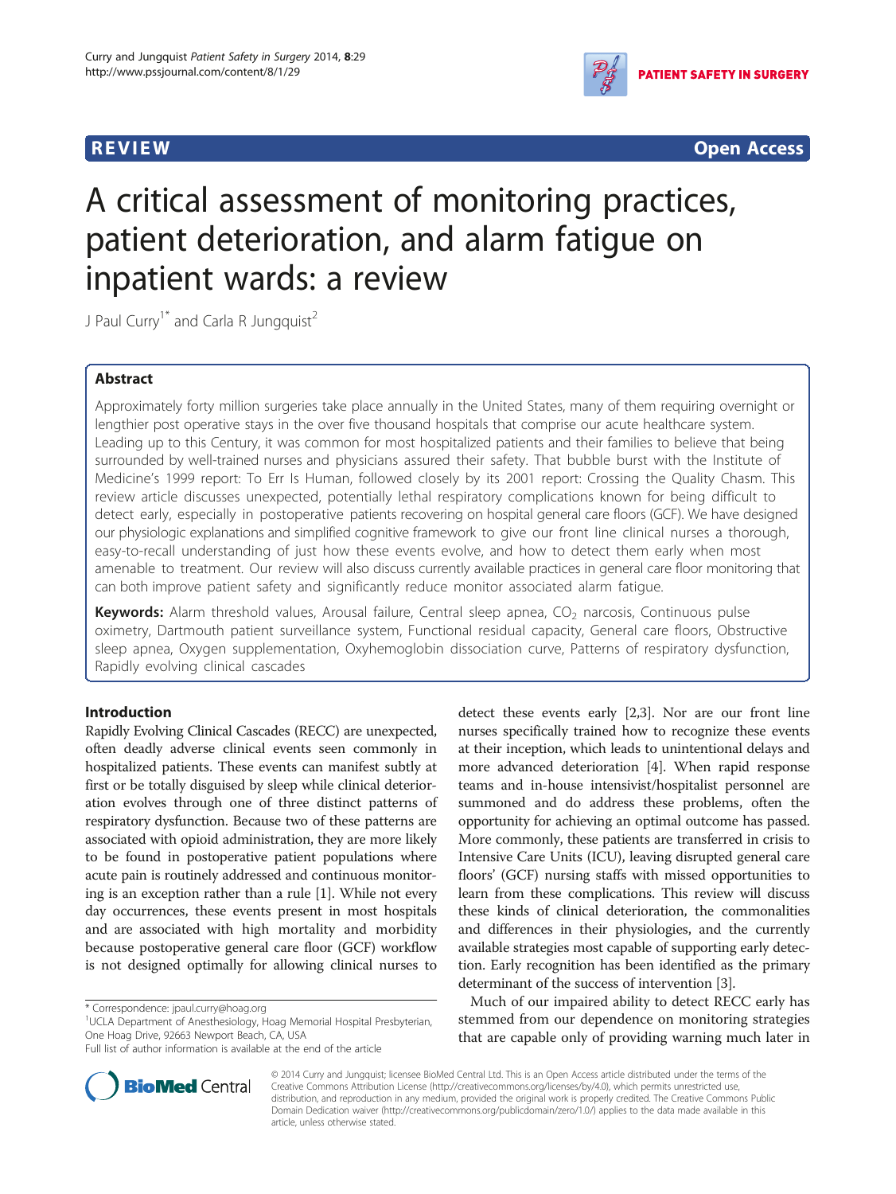**REVIEW** **Open Access**

# A critical assessment of monitoring practices, patient deterioration, and alarm fatigue on inpatient wards: a review

J Paul Curry[1*] and Carla R Jungquist[2]

## Abstract

Approximately forty million surgeries take place annually in the United States, many of them requiring overnight or lengthier post operative stays in the over five thousand hospitals that comprise our acute healthcare system. Leading up to this Century, it was common for most hospitalized patients and their families to believe that being surrounded by well-trained nurses and physicians assured their safety. That bubble burst with the Institute of Medicine's 1999 report: To Err Is Human, followed closely by its 2001 report: Crossing the Quality Chasm. This review article discusses unexpected, potentially lethal respiratory complications known for being difficult to detect early, especially in postoperative patients recovering on hospital general care floors (GCF). We have designed our physiologic explanations and simplified cognitive framework to give our front line clinical nurses a thorough, easy-to-recall understanding of just how these events evolve, and how to detect them early when most amenable to treatment. Our review will also discuss currently available practices in general care floor monitoring that can both improve patient safety and significantly reduce monitor associated alarm fatigue.

**Keywords:** Alarm threshold values, Arousal failure, Central sleep apnea, $CO_2$ narcosis, Continuous pulse oximetry, Dartmouth patient surveillance system, Functional residual capacity, General care floors, Obstructive sleep apnea, Oxygen supplementation, Oxyhemoglobin dissociation curve, Patterns of respiratory dysfunction, Rapidly evolving clinical cascades

## Introduction

Rapidly Evolving Clinical Cascades (RECC) are unexpected, often deadly adverse clinical events seen commonly in hospitalized patients. These events can manifest subtly at first or be totally disguised by sleep while clinical deterioration evolves through one of three distinct patterns of respiratory dysfunction. Because two of these patterns are associated with opioid administration, they are more likely to be found in postoperative patient populations where acute pain is routinely addressed and continuous monitoring is an exception rather than a rule [1]. While not every day occurrences, these events present in most hospitals and are associated with high mortality and morbidity because postoperative general care floor (GCF) workflow is not designed optimally for allowing clinical nurses to detect these events early [2,3]. Nor are our front line nurses specifically trained how to recognize these events at their inception, which leads to unintentional delays and more advanced deterioration [4]. When rapid response teams and in-house intensivist/hospitalist personnel are summoned and do address these problems, often the opportunity for achieving an optimal outcome has passed. More commonly, these patients are transferred in crisis to Intensive Care Units (ICU), leaving disrupted general care floors' (GCF) nursing staffs with missed opportunities to learn from these complications. This review will discuss these kinds of clinical deterioration, the commonalities and differences in their physiologies, and the currently available strategies most capable of supporting early detection. Early recognition has been identified as the primary determinant of the success of intervention [3].

Much of our impaired ability to detect RECC early has stemmed from our dependence on monitoring strategies that are capable only of providing warning much later in

\* Correspondence: jpaul.curry@hoag.org
[1]UCLA Department of Anesthesiology, Hoag Memorial Hospital Presbyterian, One Hoag Drive, 92663 Newport Beach, CA, USA
Full list of author information is available at the end of the article

© 2014 Curry and Jungquist; licensee BioMed Central Ltd. This is an Open Access article distributed under the terms of the Creative Commons Attribution License (http://creativecommons.org/licenses/by/4.0), which permits unrestricted use, distribution, and reproduction in any medium, provided the original work is properly credited. The Creative Commons Public Domain Dedication waiver (http://creativecommons.org/publicdomain/zero/1.0/) applies to the data made available in this article, unless otherwise stated.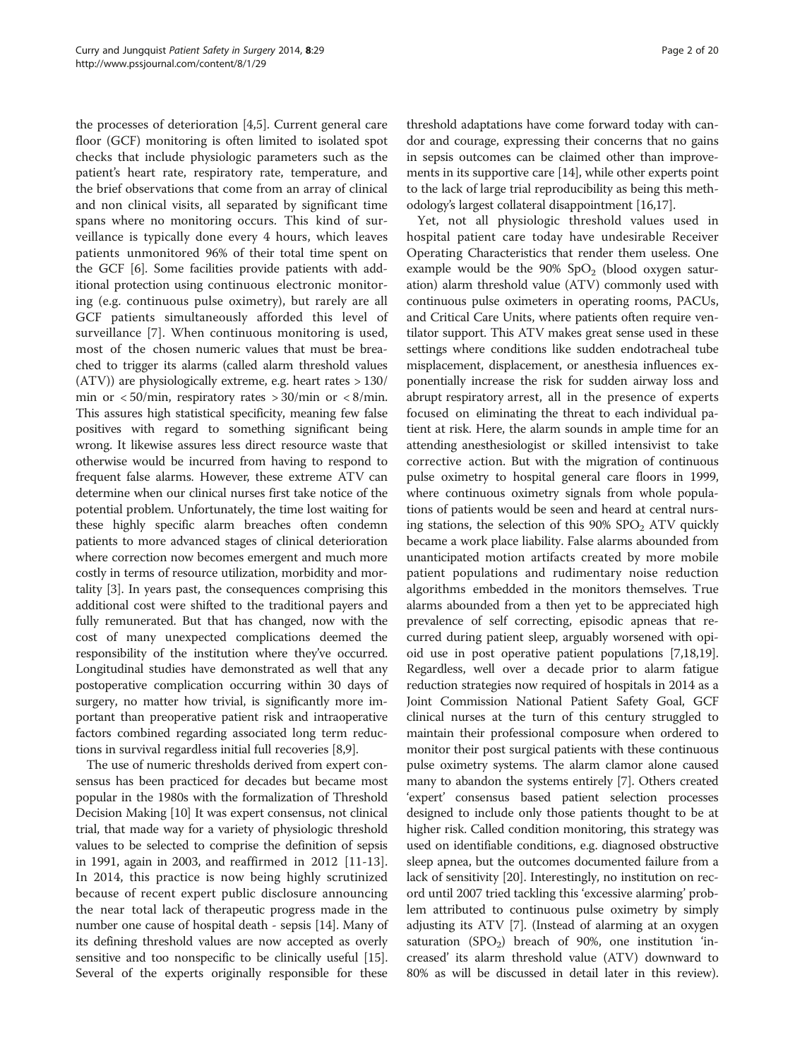the processes of deterioration [4,5]. Current general care floor (GCF) monitoring is often limited to isolated spot checks that include physiologic parameters such as the patient's heart rate, respiratory rate, temperature, and the brief observations that come from an array of clinical and non clinical visits, all separated by significant time spans where no monitoring occurs. This kind of surveillance is typically done every 4 hours, which leaves patients unmonitored 96% of their total time spent on the GCF [6]. Some facilities provide patients with additional protection using continuous electronic monitoring (e.g. continuous pulse oximetry), but rarely are all GCF patients simultaneously afforded this level of surveillance [7]. When continuous monitoring is used, most of the chosen numeric values that must be breached to trigger its alarms (called alarm threshold values (ATV)) are physiologically extreme, e.g. heart rates > 130/min or < 50/min, respiratory rates > 30/min or < 8/min. This assures high statistical specificity, meaning few false positives with regard to something significant being wrong. It likewise assures less direct resource waste that otherwise would be incurred from having to respond to frequent false alarms. However, these extreme ATV can determine when our clinical nurses first take notice of the potential problem. Unfortunately, the time lost waiting for these highly specific alarm breaches often condemn patients to more advanced stages of clinical deterioration where correction now becomes emergent and much more costly in terms of resource utilization, morbidity and mortality [3]. In years past, the consequences comprising this additional cost were shifted to the traditional payers and fully remunerated. But that has changed, now with the cost of many unexpected complications deemed the responsibility of the institution where they've occurred. Longitudinal studies have demonstrated as well that any postoperative complication occurring within 30 days of surgery, no matter how trivial, is significantly more important than preoperative patient risk and intraoperative factors combined regarding associated long term reductions in survival regardless initial full recoveries [8,9].

The use of numeric thresholds derived from expert consensus has been practiced for decades but became most popular in the 1980s with the formalization of Threshold Decision Making [10] It was expert consensus, not clinical trial, that made way for a variety of physiologic threshold values to be selected to comprise the definition of sepsis in 1991, again in 2003, and reaffirmed in 2012 [11-13]. In 2014, this practice is now being highly scrutinized because of recent expert public disclosure announcing the near total lack of therapeutic progress made in the number one cause of hospital death - sepsis [14]. Many of its defining threshold values are now accepted as overly sensitive and too nonspecific to be clinically useful [15]. Several of the experts originally responsible for these threshold adaptations have come forward today with candor and courage, expressing their concerns that no gains in sepsis outcomes can be claimed other than improvements in its supportive care [14], while other experts point to the lack of large trial reproducibility as being this methodology's largest collateral disappointment [16,17].

Yet, not all physiologic threshold values used in hospital patient care today have undesirable Receiver Operating Characteristics that render them useless. One example would be the 90% $SpO_2$ (blood oxygen saturation) alarm threshold value (ATV) commonly used with continuous pulse oximeters in operating rooms, PACUs, and Critical Care Units, where patients often require ventilator support. This ATV makes great sense used in these settings where conditions like sudden endotracheal tube misplacement, displacement, or anesthesia influences exponentially increase the risk for sudden airway loss and abrupt respiratory arrest, all in the presence of experts focused on eliminating the threat to each individual patient at risk. Here, the alarm sounds in ample time for an attending anesthesiologist or skilled intensivist to take corrective action. But with the migration of continuous pulse oximetry to hospital general care floors in 1999, where continuous oximetry signals from whole populations of patients would be seen and heard at central nursing stations, the selection of this 90% $SPO_2$ ATV quickly became a work place liability. False alarms abounded from unanticipated motion artifacts created by more mobile patient populations and rudimentary noise reduction algorithms embedded in the monitors themselves. True alarms abounded from a then yet to be appreciated high prevalence of self correcting, episodic apneas that recurred during patient sleep, arguably worsened with opioid use in post operative patient populations [7,18,19]. Regardless, well over a decade prior to alarm fatigue reduction strategies now required of hospitals in 2014 as a Joint Commission National Patient Safety Goal, GCF clinical nurses at the turn of this century struggled to maintain their professional composure when ordered to monitor their post surgical patients with these continuous pulse oximetry systems. The alarm clamor alone caused many to abandon the systems entirely [7]. Others created 'expert' consensus based patient selection processes designed to include only those patients thought to be at higher risk. Called condition monitoring, this strategy was used on identifiable conditions, e.g. diagnosed obstructive sleep apnea, but the outcomes documented failure from a lack of sensitivity [20]. Interestingly, no institution on record until 2007 tried tackling this 'excessive alarming' problem attributed to continuous pulse oximetry by simply adjusting its ATV [7]. (Instead of alarming at an oxygen saturation ($SPO_2$) breach of 90%, one institution 'increased' its alarm threshold value (ATV) downward to 80% as will be discussed in detail later in this review).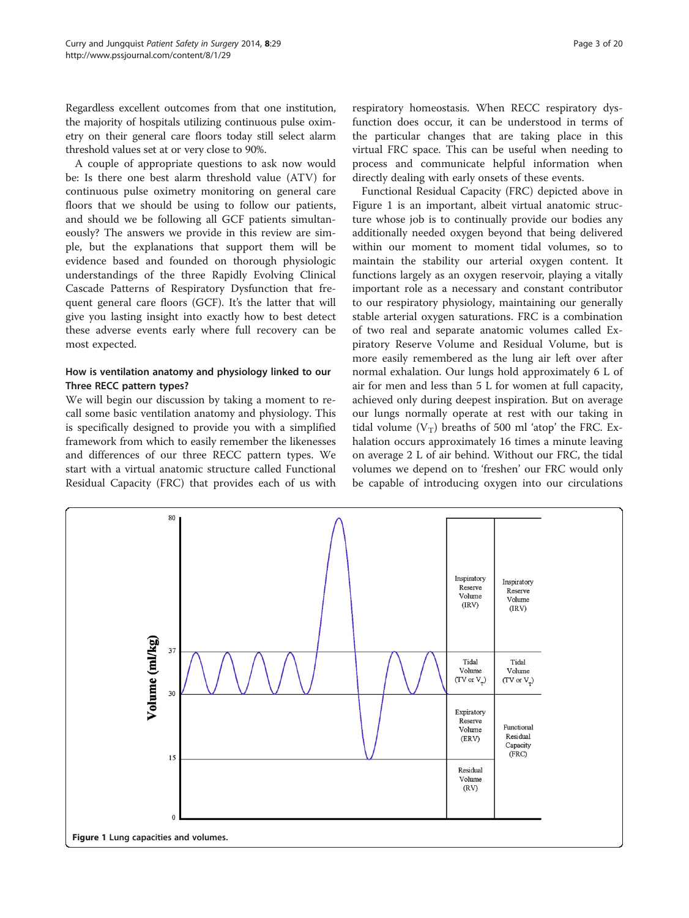Regardless excellent outcomes from that one institution, the majority of hospitals utilizing continuous pulse oximetry on their general care floors today still select alarm threshold values set at or very close to 90%.

A couple of appropriate questions to ask now would be: Is there one best alarm threshold value (ATV) for continuous pulse oximetry monitoring on general care floors that we should be using to follow our patients, and should we be following all GCF patients simultaneously? The answers we provide in this review are simple, but the explanations that support them will be evidence based and founded on thorough physiologic understandings of the three Rapidly Evolving Clinical Cascade Patterns of Respiratory Dysfunction that frequent general care floors (GCF). It's the latter that will give you lasting insight into exactly how to best detect these adverse events early where full recovery can be most expected.

### How is ventilation anatomy and physiology linked to our Three RECC pattern types?

We will begin our discussion by taking a moment to recall some basic ventilation anatomy and physiology. This is specifically designed to provide you with a simplified framework from which to easily remember the likenesses and differences of our three RECC pattern types. We start with a virtual anatomic structure called Functional Residual Capacity (FRC) that provides each of us with respiratory homeostasis. When RECC respiratory dysfunction does occur, it can be understood in terms of the particular changes that are taking place in this virtual FRC space. This can be useful when needing to process and communicate helpful information when directly dealing with early onsets of these events.

Functional Residual Capacity (FRC) depicted above in Figure 1 is an important, albeit virtual anatomic structure whose job is to continually provide our bodies any additionally needed oxygen beyond that being delivered within our moment to moment tidal volumes, so to maintain the stability our arterial oxygen content. It functions largely as an oxygen reservoir, playing a vitally important role as a necessary and constant contributor to our respiratory physiology, maintaining our generally stable arterial oxygen saturations. FRC is a combination of two real and separate anatomic volumes called Expiratory Reserve Volume and Residual Volume, but is more easily remembered as the lung air left over after normal exhalation. Our lungs hold approximately 6 L of air for men and less than 5 L for women at full capacity, achieved only during deepest inspiration. But on average our lungs normally operate at rest with our taking in tidal volume ($V_T$) breaths of 500 ml 'atop' the FRC. Exhalation occurs approximately 16 times a minute leaving on average 2 L of air behind. Without our FRC, the tidal volumes we depend on to 'freshen' our FRC would only be capable of introducing oxygen into our circulations

Volume (ml/kg)
80
37
30
15
0
Inspiratory Reserve Volume (IRV)
Tidal Volume (TV or $V_T$)
Expiratory Reserve Volume (ERV)
Residual Volume (RV)
Inspiratory Reserve Volume (IRV)
Tidal Volume (TV or $V_T$)
Functional Residual Capacity (FRC)

**Figure 1** Lung capacities and volumes.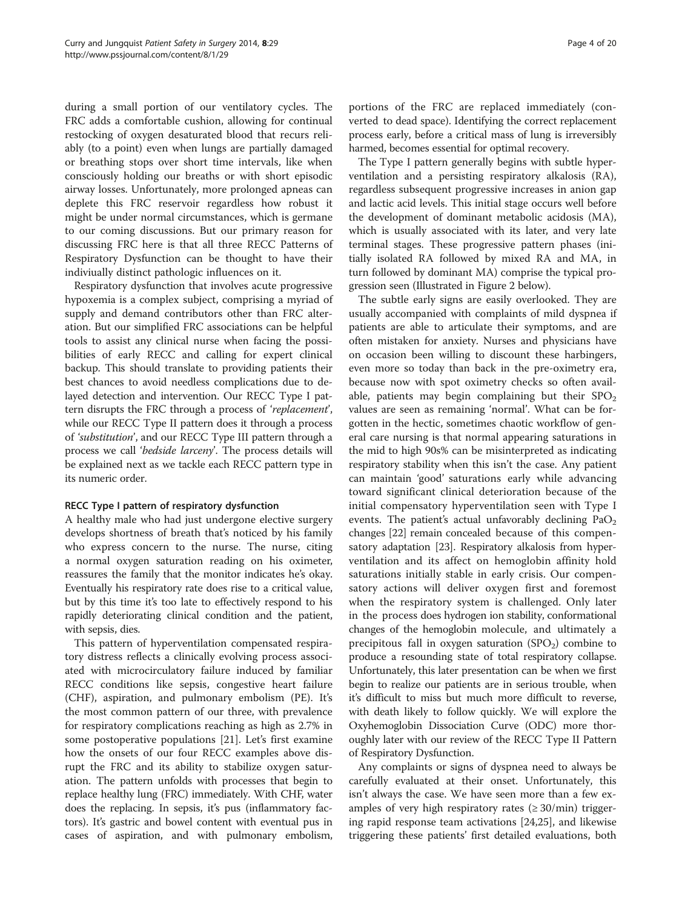during a small portion of our ventilatory cycles. The FRC adds a comfortable cushion, allowing for continual restocking of oxygen desaturated blood that recurs reliably (to a point) even when lungs are partially damaged or breathing stops over short time intervals, like when consciously holding our breaths or with short episodic airway losses. Unfortunately, more prolonged apneas can deplete this FRC reservoir regardless how robust it might be under normal circumstances, which is germane to our coming discussions. But our primary reason for discussing FRC here is that all three RECC Patterns of Respiratory Dysfunction can be thought to have their indiviually distinct pathologic influences on it.

Respiratory dysfunction that involves acute progressive hypoxemia is a complex subject, comprising a myriad of supply and demand contributors other than FRC alteration. But our simplified FRC associations can be helpful tools to assist any clinical nurse when facing the possibilities of early RECC and calling for expert clinical backup. This should translate to providing patients their best chances to avoid needless complications due to delayed detection and intervention. Our RECC Type I pattern disrupts the FRC through a process of '*replacement*', while our RECC Type II pattern does it through a process of '*substitution*', and our RECC Type III pattern through a process we call '*bedside larceny*'. The process details will be explained next as we tackle each RECC pattern type in its numeric order.

#### RECC Type I pattern of respiratory dysfunction

A healthy male who had just undergone elective surgery develops shortness of breath that's noticed by his family who express concern to the nurse. The nurse, citing a normal oxygen saturation reading on his oximeter, reassures the family that the monitor indicates he's okay. Eventually his respiratory rate does rise to a critical value, but by this time it's too late to effectively respond to his rapidly deteriorating clinical condition and the patient, with sepsis, dies.

This pattern of hyperventilation compensated respiratory distress reflects a clinically evolving process associated with microcirculatory failure induced by familiar RECC conditions like sepsis, congestive heart failure (CHF), aspiration, and pulmonary embolism (PE). It's the most common pattern of our three, with prevalence for respiratory complications reaching as high as 2.7% in some postoperative populations [21]. Let's first examine how the onsets of our four RECC examples above disrupt the FRC and its ability to stabilize oxygen saturation. The pattern unfolds with processes that begin to replace healthy lung (FRC) immediately. With CHF, water does the replacing. In sepsis, it's pus (inflammatory factors). It's gastric and bowel content with eventual pus in cases of aspiration, and with pulmonary embolism, portions of the FRC are replaced immediately (converted to dead space). Identifying the correct replacement process early, before a critical mass of lung is irreversibly harmed, becomes essential for optimal recovery.

The Type I pattern generally begins with subtle hyperventilation and a persisting respiratory alkalosis (RA), regardless subsequent progressive increases in anion gap and lactic acid levels. This initial stage occurs well before the development of dominant metabolic acidosis (MA), which is usually associated with its later, and very late terminal stages. These progressive pattern phases (initially isolated RA followed by mixed RA and MA, in turn followed by dominant MA) comprise the typical progression seen (Illustrated in Figure 2 below).

The subtle early signs are easily overlooked. They are usually accompanied with complaints of mild dyspnea if patients are able to articulate their symptoms, and are often mistaken for anxiety. Nurses and physicians have on occasion been willing to discount these harbingers, even more so today than back in the pre-oximetry era, because now with spot oximetry checks so often available, patients may begin complaining but their $SPO_2$ values are seen as remaining 'normal'. What can be forgotten in the hectic, sometimes chaotic workflow of general care nursing is that normal appearing saturations in the mid to high 90s% can be misinterpreted as indicating respiratory stability when this isn't the case. Any patient can maintain 'good' saturations early while advancing toward significant clinical deterioration because of the initial compensatory hyperventilation seen with Type I events. The patient's actual unfavorably declining $PaO_2$ changes [22] remain concealed because of this compensatory adaptation [23]. Respiratory alkalosis from hyperventilation and its affect on hemoglobin affinity hold saturations initially stable in early crisis. Our compensatory actions will deliver oxygen first and foremost when the respiratory system is challenged. Only later in the process does hydrogen ion stability, conformational changes of the hemoglobin molecule, and ultimately a precipitous fall in oxygen saturation ($SPO_2$) combine to produce a resounding state of total respiratory collapse. Unfortunately, this later presentation can be when we first begin to realize our patients are in serious trouble, when it's difficult to miss but much more difficult to reverse, with death likely to follow quickly. We will explore the Oxyhemoglobin Dissociation Curve (ODC) more thoroughly later with our review of the RECC Type II Pattern of Respiratory Dysfunction.

Any complaints or signs of dyspnea need to always be carefully evaluated at their onset. Unfortunately, this isn't always the case. We have seen more than a few examples of very high respiratory rates (≥ 30/min) triggering rapid response team activations [24,25], and likewise triggering these patients' first detailed evaluations, both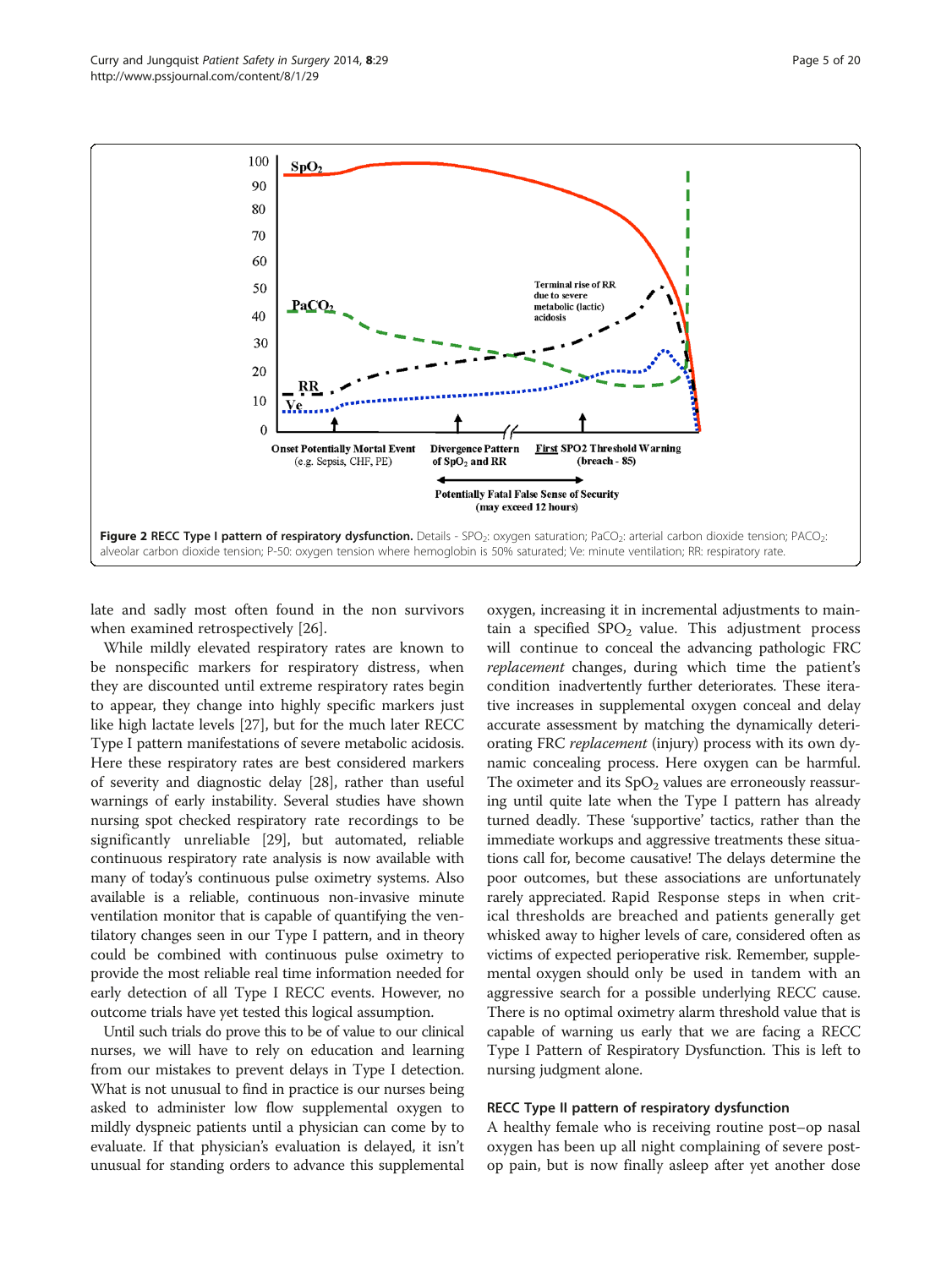100
90
80
70
60
50
40
30
20
10
0

$SpO_2$

$PaCO_2$

RR

Ve

Terminal rise of RR due to severe metabolic (lactic) acidosis

Onset Potentially Mortal Event (e.g. Sepsis, CHF, PE)

Divergence Pattern of $SpO_2$ and RR

First SPO2 Threshold Warning (breach - 85)

Potentially Fatal False Sense of Security (may exceed 12 hours)

**Figure 2 RECC Type I pattern of respiratory dysfunction.** Details - $SPO_2$: oxygen saturation; $PaCO_2$: arterial carbon dioxide tension; $PACO_2$: alveolar carbon dioxide tension; P-50: oxygen tension where hemoglobin is 50% saturated; Ve: minute ventilation; RR: respiratory rate.

late and sadly most often found in the non survivors when examined retrospectively [26].

While mildly elevated respiratory rates are known to be nonspecific markers for respiratory distress, when they are discounted until extreme respiratory rates begin to appear, they change into highly specific markers just like high lactate levels [27], but for the much later RECC Type I pattern manifestations of severe metabolic acidosis. Here these respiratory rates are best considered markers of severity and diagnostic delay [28], rather than useful warnings of early instability. Several studies have shown nursing spot checked respiratory rate recordings to be significantly unreliable [29], but automated, reliable continuous respiratory rate analysis is now available with many of today's continuous pulse oximetry systems. Also available is a reliable, continuous non-invasive minute ventilation monitor that is capable of quantifying the ventilatory changes seen in our Type I pattern, and in theory could be combined with continuous pulse oximetry to provide the most reliable real time information needed for early detection of all Type I RECC events. However, no outcome trials have yet tested this logical assumption.

Until such trials do prove this to be of value to our clinical nurses, we will have to rely on education and learning from our mistakes to prevent delays in Type I detection. What is not unusual to find in practice is our nurses being asked to administer low flow supplemental oxygen to mildly dyspneic patients until a physician can come by to evaluate. If that physician's evaluation is delayed, it isn't unusual for standing orders to advance this supplemental oxygen, increasing it in incremental adjustments to maintain a specified $SPO_2$ value. This adjustment process will continue to conceal the advancing pathologic FRC *replacement* changes, during which time the patient's condition inadvertently further deteriorates. These iterative increases in supplemental oxygen conceal and delay accurate assessment by matching the dynamically deteriorating FRC *replacement* (injury) process with its own dynamic concealing process. Here oxygen can be harmful. The oximeter and its $SpO_2$ values are erroneously reassuring until quite late when the Type I pattern has already turned deadly. These 'supportive' tactics, rather than the immediate workups and aggressive treatments these situations call for, become causative! The delays determine the poor outcomes, but these associations are unfortunately rarely appreciated. Rapid Response steps in when critical thresholds are breached and patients generally get whisked away to higher levels of care, considered often as victims of expected perioperative risk. Remember, supplemental oxygen should only be used in tandem with an aggressive search for a possible underlying RECC cause. There is no optimal oximetry alarm threshold value that is capable of warning us early that we are facing a RECC Type I Pattern of Respiratory Dysfunction. This is left to nursing judgment alone.

### RECC Type II pattern of respiratory dysfunction

A healthy female who is receiving routine post–op nasal oxygen has been up all night complaining of severe post-op pain, but is now finally asleep after yet another dose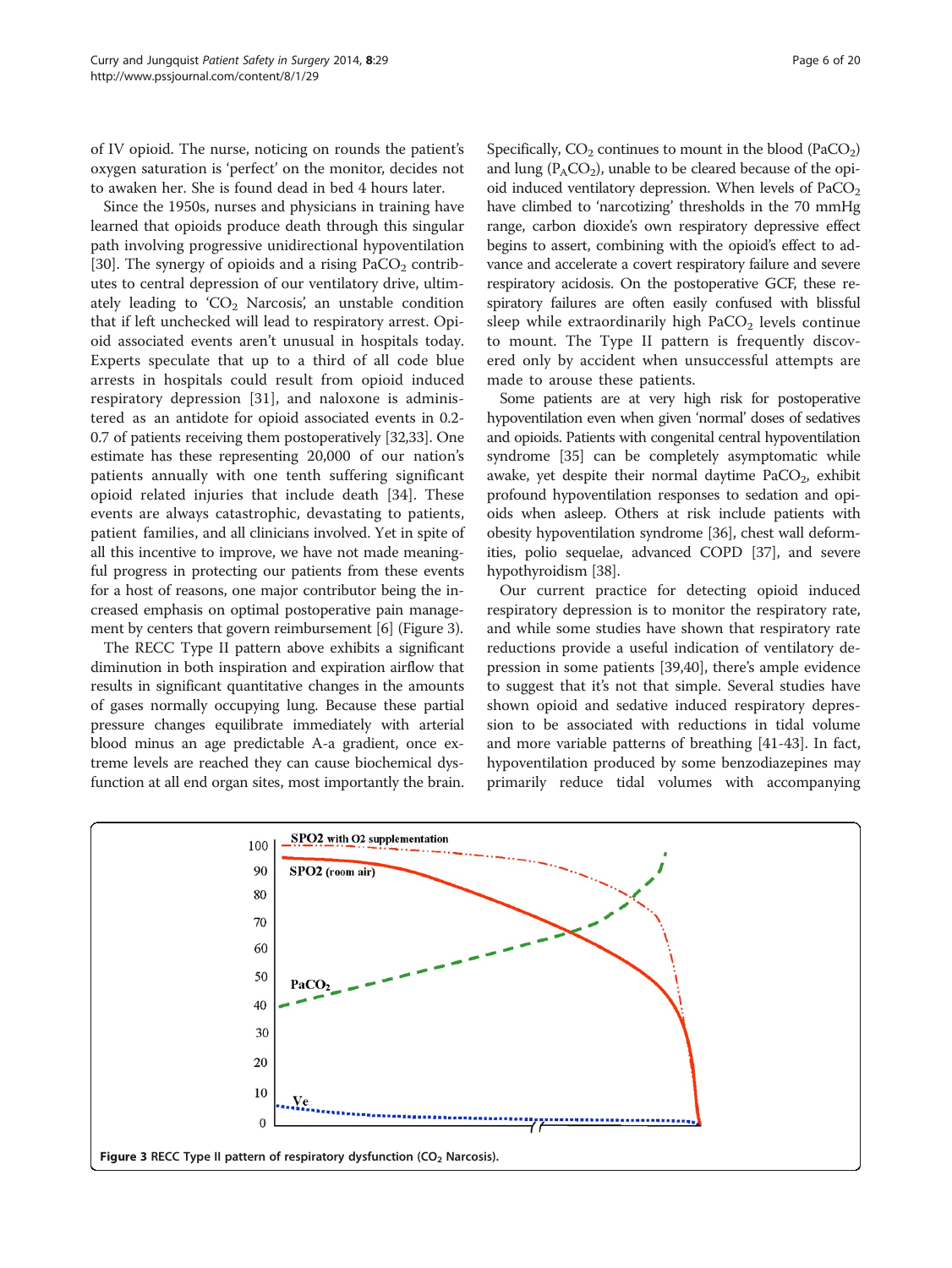of IV opioid. The nurse, noticing on rounds the patient's oxygen saturation is 'perfect' on the monitor, decides not to awaken her. She is found dead in bed 4 hours later.

Since the 1950s, nurses and physicians in training have learned that opioids produce death through this singular path involving progressive unidirectional hypoventilation [30]. The synergy of opioids and a rising $PaCO_2$ contributes to central depression of our ventilatory drive, ultimately leading to '$CO_2$ Narcosis', an unstable condition that if left unchecked will lead to respiratory arrest. Opioid associated events aren't unusual in hospitals today. Experts speculate that up to a third of all code blue arrests in hospitals could result from opioid induced respiratory depression [31], and naloxone is administered as an antidote for opioid associated events in 0.2-0.7 of patients receiving them postoperatively [32,33]. One estimate has these representing 20,000 of our nation's patients annually with one tenth suffering significant opioid related injuries that include death [34]. These events are always catastrophic, devastating to patients, patient families, and all clinicians involved. Yet in spite of all this incentive to improve, we have not made meaningful progress in protecting our patients from these events for a host of reasons, one major contributor being the increased emphasis on optimal postoperative pain management by centers that govern reimbursement [6] (Figure 3).

The RECC Type II pattern above exhibits a significant diminution in both inspiration and expiration airflow that results in significant quantitative changes in the amounts of gases normally occupying lung. Because these partial pressure changes equilibrate immediately with arterial blood minus an age predictable A-a gradient, once extreme levels are reached they can cause biochemical dysfunction at all end organ sites, most importantly the brain. Specifically, $CO_2$ continues to mount in the blood ($PaCO_2$) and lung ($P_ACO_2$), unable to be cleared because of the opioid induced ventilatory depression. When levels of $PaCO_2$ have climbed to 'narcotizing' thresholds in the 70 mmHg range, carbon dioxide's own respiratory depressive effect begins to assert, combining with the opioid's effect to advance and accelerate a covert respiratory failure and severe respiratory acidosis. On the postoperative GCF, these respiratory failures are often easily confused with blissful sleep while extraordinarily high $PaCO_2$ levels continue to mount. The Type II pattern is frequently discovered only by accident when unsuccessful attempts are made to arouse these patients.

Some patients are at very high risk for postoperative hypoventilation even when given 'normal' doses of sedatives and opioids. Patients with congenital central hypoventilation syndrome [35] can be completely asymptomatic while awake, yet despite their normal daytime $PaCO_2$, exhibit profound hypoventilation responses to sedation and opioids when asleep. Others at risk include patients with obesity hypoventilation syndrome [36], chest wall deformities, polio sequelae, advanced COPD [37], and severe hypothyroidism [38].

Our current practice for detecting opioid induced respiratory depression is to monitor the respiratory rate, and while some studies have shown that respiratory rate reductions provide a useful indication of ventilatory depression in some patients [39,40], there's ample evidence to suggest that it's not that simple. Several studies have shown opioid and sedative induced respiratory depression to be associated with reductions in tidal volume and more variable patterns of breathing [41-43]. In fact, hypoventilation produced by some benzodiazepines may primarily reduce tidal volumes with accompanying

**Figure 3** RECC Type II pattern of respiratory dysfunction ($CO_2$ Narcosis).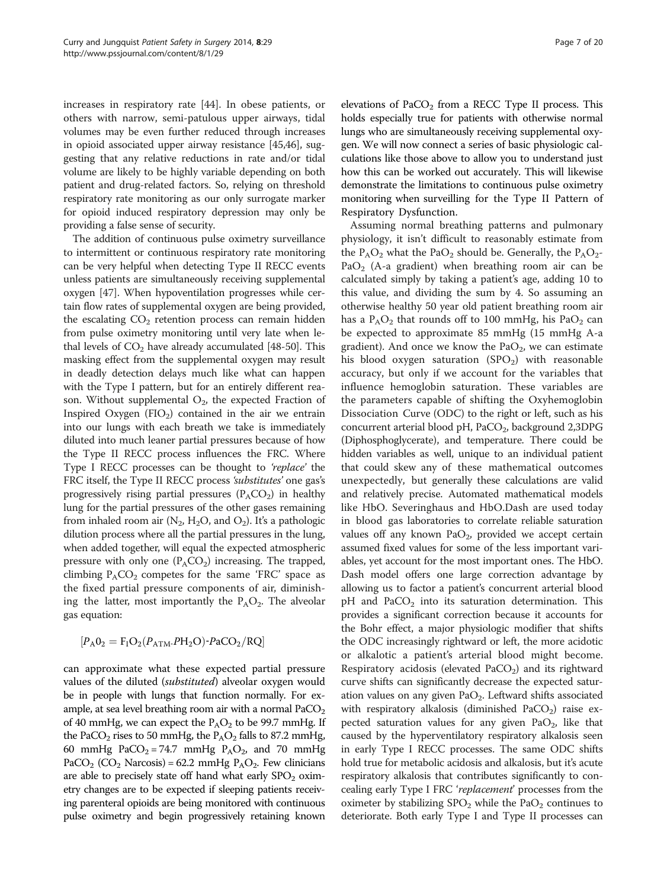increases in respiratory rate [44]. In obese patients, or others with narrow, semi-patulous upper airways, tidal volumes may be even further reduced through increases in opioid associated upper airway resistance [45,46], suggesting that any relative reductions in rate and/or tidal volume are likely to be highly variable depending on both patient and drug-related factors. So, relying on threshold respiratory rate monitoring as our only surrogate marker for opioid induced respiratory depression may only be providing a false sense of security.

The addition of continuous pulse oximetry surveillance to intermittent or continuous respiratory rate monitoring can be very helpful when detecting Type II RECC events unless patients are simultaneously receiving supplemental oxygen [47]. When hypoventilation progresses while certain flow rates of supplemental oxygen are being provided, the escalating $CO_2$ retention process can remain hidden from pulse oximetry monitoring until very late when lethal levels of $CO_2$ have already accumulated [48-50]. This masking effect from the supplemental oxygen may result in deadly detection delays much like what can happen with the Type I pattern, but for an entirely different reason. Without supplemental $O_2$, the expected Fraction of Inspired Oxygen ($FIO_2$) contained in the air we entrain into our lungs with each breath we take is immediately diluted into much leaner partial pressures because of how the Type II RECC process influences the FRC. Where Type I RECC processes can be thought to *'replace'* the FRC itself, the Type II RECC process *'substitutes'* one gas's progressively rising partial pressures ($P_ACO_2$) in healthy lung for the partial pressures of the other gases remaining from inhaled room air ($N_2$, $H_2O$, and $O_2$). It's a pathologic dilution process where all the partial pressures in the lung, when added together, will equal the expected atmospheric pressure with only one ($P_ACO_2$) increasing. The trapped, climbing $P_ACO_2$ competes for the same 'FRC' space as the fixed partial pressure components of air, diminishing the latter, most importantly the $P_AO_2$. The alveolar gas equation:

$$[P_A0_2 = F_IO_2(P_{ATM}\text{-}PH_2O)\text{-}PaCO_2/RQ]$$

can approximate what these expected partial pressure values of the diluted (*substituted*) alveolar oxygen would be in people with lungs that function normally. For example, at sea level breathing room air with a normal $PaCO_2$ of 40 mmHg, we can expect the $P_AO_2$ to be 99.7 mmHg. If the $PaCO_2$ rises to 50 mmHg, the $P_AO_2$ falls to 87.2 mmHg, 60 mmHg $PaCO_2$ = 74.7 mmHg $P_AO_2$, and 70 mmHg $PaCO_2$ ($CO_2$ Narcosis) = 62.2 mmHg $P_AO_2$. Few clinicians are able to precisely state off hand what early $SPO_2$ oximetry changes are to be expected if sleeping patients receiving parenteral opioids are being monitored with continuous pulse oximetry and begin progressively retaining known elevations of $PaCO_2$ from a RECC Type II process. This holds especially true for patients with otherwise normal lungs who are simultaneously receiving supplemental oxygen. We will now connect a series of basic physiologic calculations like those above to allow you to understand just how this can be worked out accurately. This will likewise demonstrate the limitations to continuous pulse oximetry monitoring when surveilling for the Type II Pattern of Respiratory Dysfunction.

Assuming normal breathing patterns and pulmonary physiology, it isn't difficult to reasonably estimate from the $P_AO_2$ what the $PaO_2$ should be. Generally, the $P_AO_2$-$PaO_2$ (A-a gradient) when breathing room air can be calculated simply by taking a patient's age, adding 10 to this value, and dividing the sum by 4. So assuming an otherwise healthy 50 year old patient breathing room air has a $P_AO_2$ that rounds off to 100 mmHg, his $PaO_2$ can be expected to approximate 85 mmHg (15 mmHg A-a gradient). And once we know the $PaO_2$, we can estimate his blood oxygen saturation ($SPO_2$) with reasonable accuracy, but only if we account for the variables that influence hemoglobin saturation. These variables are the parameters capable of shifting the Oxyhemoglobin Dissociation Curve (ODC) to the right or left, such as his concurrent arterial blood pH, $PaCO_2$, background 2,3DPG (Diphosphoglycerate), and temperature. There could be hidden variables as well, unique to an individual patient that could skew any of these mathematical outcomes unexpectedly, but generally these calculations are valid and relatively precise. Automated mathematical models like HbO. Severinghaus and HbO.Dash are used today in blood gas laboratories to correlate reliable saturation values off any known $PaO_2$, provided we accept certain assumed fixed values for some of the less important variables, yet account for the most important ones. The HbO. Dash model offers one large correction advantage by allowing us to factor a patient's concurrent arterial blood pH and $PaCO_2$ into its saturation determination. This provides a significant correction because it accounts for the Bohr effect, a major physiologic modifier that shifts the ODC increasingly rightward or left, the more acidotic or alkalotic a patient's arterial blood might become. Respiratory acidosis (elevated $PaCO_2$) and its rightward curve shifts can significantly decrease the expected saturation values on any given $PaO_2$. Leftward shifts associated with respiratory alkalosis (diminished $PaCO_2$) raise expected saturation values for any given $PaO_2$, like that caused by the hyperventilatory respiratory alkalosis seen in early Type I RECC processes. The same ODC shifts hold true for metabolic acidosis and alkalosis, but it's acute respiratory alkalosis that contributes significantly to concealing early Type I FRC '*replacement*' processes from the oximeter by stabilizing $SPO_2$ while the $PaO_2$ continues to deteriorate. Both early Type I and Type II processes can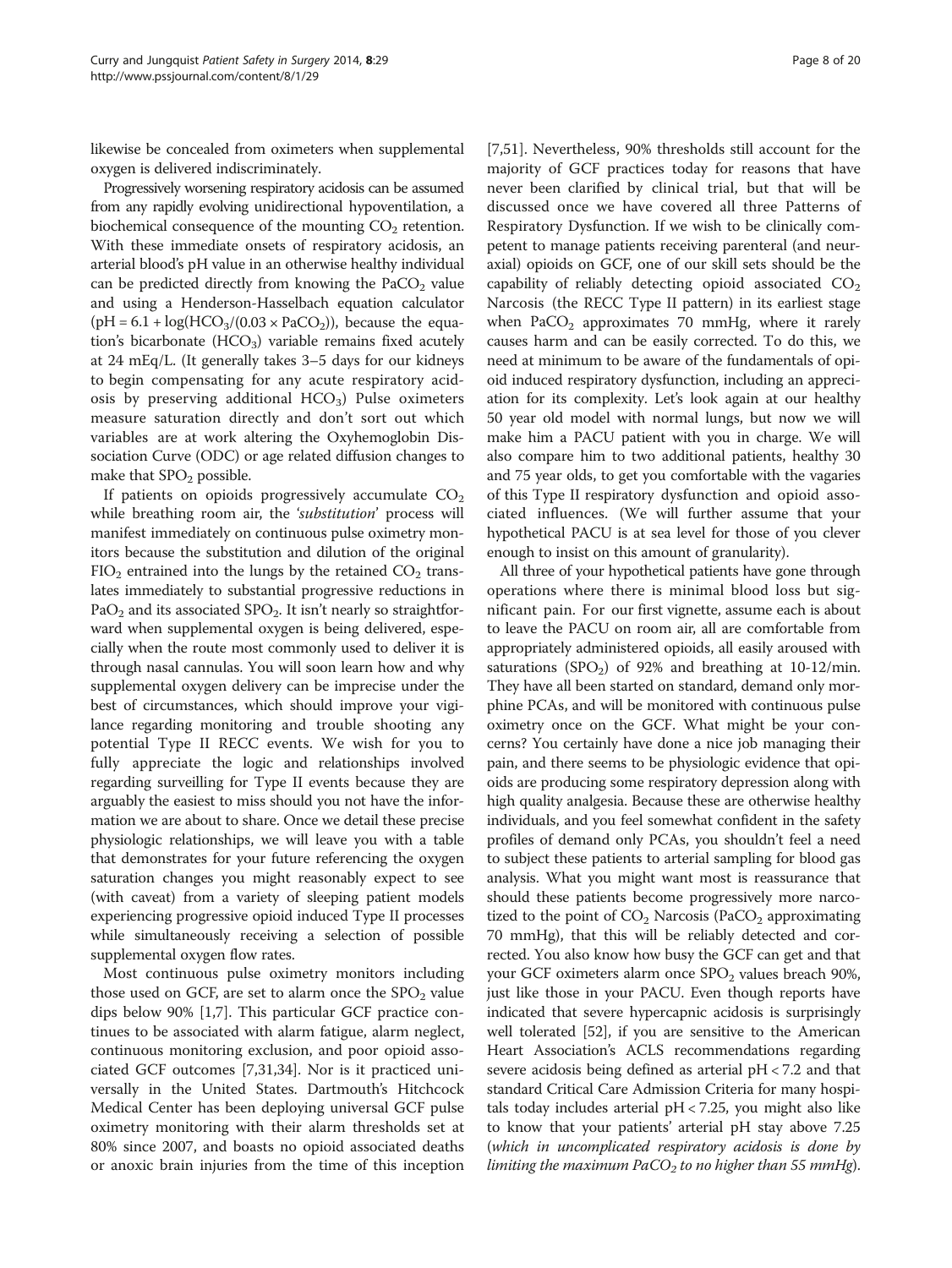likewise be concealed from oximeters when supplemental oxygen is delivered indiscriminately.

Progressively worsening respiratory acidosis can be assumed from any rapidly evolving unidirectional hypoventilation, a biochemical consequence of the mounting $CO_2$ retention. With these immediate onsets of respiratory acidosis, an arterial blood's pH value in an otherwise healthy individual can be predicted directly from knowing the $PaCO_2$ value and using a Henderson-Hasselbach equation calculator ($pH = 6.1 + \log(HCO_3/(0.03 \times PaCO_2))$, because the equation's bicarbonate ($HCO_3$) variable remains fixed acutely at 24 mEq/L. (It generally takes 3–5 days for our kidneys to begin compensating for any acute respiratory acidosis by preserving additional $HCO_3$) Pulse oximeters measure saturation directly and don't sort out which variables are at work altering the Oxyhemoglobin Dissociation Curve (ODC) or age related diffusion changes to make that $SPO_2$ possible.

If patients on opioids progressively accumulate $CO_2$ while breathing room air, the '*substitution*' process will manifest immediately on continuous pulse oximetry monitors because the substitution and dilution of the original $FIO_2$ entrained into the lungs by the retained $CO_2$ translates immediately to substantial progressive reductions in $PaO_2$ and its associated $SPO_2$. It isn't nearly so straightforward when supplemental oxygen is being delivered, especially when the route most commonly used to deliver it is through nasal cannulas. You will soon learn how and why supplemental oxygen delivery can be imprecise under the best of circumstances, which should improve your vigilance regarding monitoring and trouble shooting any potential Type II RECC events. We wish for you to fully appreciate the logic and relationships involved regarding surveilling for Type II events because they are arguably the easiest to miss should you not have the information we are about to share. Once we detail these precise physiologic relationships, we will leave you with a table that demonstrates for your future referencing the oxygen saturation changes you might reasonably expect to see (with caveat) from a variety of sleeping patient models experiencing progressive opioid induced Type II processes while simultaneously receiving a selection of possible supplemental oxygen flow rates.

Most continuous pulse oximetry monitors including those used on GCF, are set to alarm once the $SPO_2$ value dips below 90% [1,7]. This particular GCF practice continues to be associated with alarm fatigue, alarm neglect, continuous monitoring exclusion, and poor opioid associated GCF outcomes [7,31,34]. Nor is it practiced universally in the United States. Dartmouth's Hitchcock Medical Center has been deploying universal GCF pulse oximetry monitoring with their alarm thresholds set at 80% since 2007, and boasts no opioid associated deaths or anoxic brain injuries from the time of this inception [7,51]. Nevertheless, 90% thresholds still account for the majority of GCF practices today for reasons that have never been clarified by clinical trial, but that will be discussed once we have covered all three Patterns of Respiratory Dysfunction. If we wish to be clinically competent to manage patients receiving parenteral (and neuraxial) opioids on GCF, one of our skill sets should be the capability of reliably detecting opioid associated $CO_2$ Narcosis (the RECC Type II pattern) in its earliest stage when $PaCO_2$ approximates 70 mmHg, where it rarely causes harm and can be easily corrected. To do this, we need at minimum to be aware of the fundamentals of opioid induced respiratory dysfunction, including an appreciation for its complexity. Let's look again at our healthy 50 year old model with normal lungs, but now we will make him a PACU patient with you in charge. We will also compare him to two additional patients, healthy 30 and 75 year olds, to get you comfortable with the vagaries of this Type II respiratory dysfunction and opioid associated influences. (We will further assume that your hypothetical PACU is at sea level for those of you clever enough to insist on this amount of granularity).

All three of your hypothetical patients have gone through operations where there is minimal blood loss but significant pain. For our first vignette, assume each is about to leave the PACU on room air, all are comfortable from appropriately administered opioids, all easily aroused with saturations ($SPO_2$) of 92% and breathing at 10-12/min. They have all been started on standard, demand only morphine PCAs, and will be monitored with continuous pulse oximetry once on the GCF. What might be your concerns? You certainly have done a nice job managing their pain, and there seems to be physiologic evidence that opioids are producing some respiratory depression along with high quality analgesia. Because these are otherwise healthy individuals, and you feel somewhat confident in the safety profiles of demand only PCAs, you shouldn't feel a need to subject these patients to arterial sampling for blood gas analysis. What you might want most is reassurance that should these patients become progressively more narcotized to the point of $CO_2$ Narcosis ($PaCO_2$ approximating 70 mmHg), that this will be reliably detected and corrected. You also know how busy the GCF can get and that your GCF oximeters alarm once $SPO_2$ values breach 90%, just like those in your PACU. Even though reports have indicated that severe hypercapnic acidosis is surprisingly well tolerated [52], if you are sensitive to the American Heart Association's ACLS recommendations regarding severe acidosis being defined as arterial $pH < 7.2$ and that standard Critical Care Admission Criteria for many hospitals today includes arterial $pH < 7.25$, you might also like to know that your patients' arterial pH stay above 7.25 (*which in uncomplicated respiratory acidosis is done by limiting the maximum $PaCO_2$ to no higher than 55 mmHg*).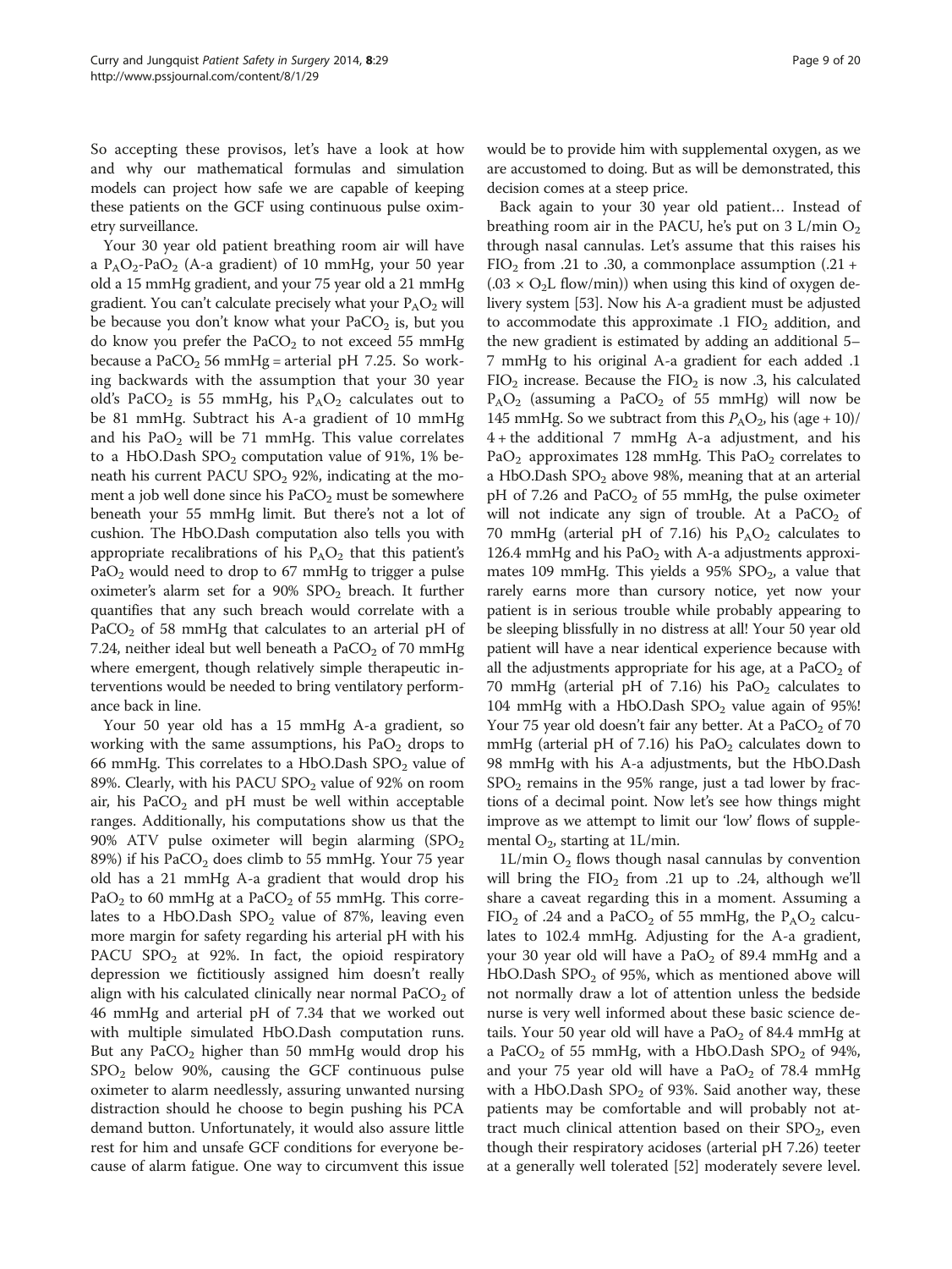So accepting these provisos, let's have a look at how and why our mathematical formulas and simulation models can project how safe we are capable of keeping these patients on the GCF using continuous pulse oximetry surveillance.

Your 30 year old patient breathing room air will have a $P_AO_2$-$PaO_2$ (A-a gradient) of 10 mmHg, your 50 year old a 15 mmHg gradient, and your 75 year old a 21 mmHg gradient. You can't calculate precisely what your $P_AO_2$ will be because you don't know what your $PaCO_2$ is, but you do know you prefer the $PaCO_2$ to not exceed 55 mmHg because a $PaCO_2$ 56 mmHg = arterial pH 7.25. So working backwards with the assumption that your 30 year old's $PaCO_2$ is 55 mmHg, his $P_AO_2$ calculates out to be 81 mmHg. Subtract his A-a gradient of 10 mmHg and his $PaO_2$ will be 71 mmHg. This value correlates to a HbO.Dash $SPO_2$ computation value of 91%, 1% beneath his current PACU $SPO_2$ 92%, indicating at the moment a job well done since his $PaCO_2$ must be somewhere beneath your 55 mmHg limit. But there's not a lot of cushion. The HbO.Dash computation also tells you with appropriate recalibrations of his $P_AO_2$ that this patient's $PaO_2$ would need to drop to 67 mmHg to trigger a pulse oximeter's alarm set for a 90% $SPO_2$ breach. It further quantifies that any such breach would correlate with a $PaCO_2$ of 58 mmHg that calculates to an arterial pH of 7.24, neither ideal but well beneath a $PaCO_2$ of 70 mmHg where emergent, though relatively simple therapeutic interventions would be needed to bring ventilatory performance back in line.

Your 50 year old has a 15 mmHg A-a gradient, so working with the same assumptions, his $PaO_2$ drops to 66 mmHg. This correlates to a HbO.Dash $SPO_2$ value of 89%. Clearly, with his PACU $SPO_2$ value of 92% on room air, his $PaCO_2$ and pH must be well within acceptable ranges. Additionally, his computations show us that the 90% ATV pulse oximeter will begin alarming ($SPO_2$ 89%) if his $PaCO_2$ does climb to 55 mmHg. Your 75 year old has a 21 mmHg A-a gradient that would drop his $PaO_2$ to 60 mmHg at a $PaCO_2$ of 55 mmHg. This correlates to a HbO.Dash $SPO_2$ value of 87%, leaving even more margin for safety regarding his arterial pH with his PACU $SPO_2$ at 92%. In fact, the opioid respiratory depression we fictitiously assigned him doesn't really align with his calculated clinically near normal $PaCO_2$ of 46 mmHg and arterial pH of 7.34 that we worked out with multiple simulated HbO.Dash computation runs. But any $PaCO_2$ higher than 50 mmHg would drop his $SPO_2$ below 90%, causing the GCF continuous pulse oximeter to alarm needlessly, assuring unwanted nursing distraction should he choose to begin pushing his PCA demand button. Unfortunately, it would also assure little rest for him and unsafe GCF conditions for everyone because of alarm fatigue. One way to circumvent this issue would be to provide him with supplemental oxygen, as we are accustomed to doing. But as will be demonstrated, this decision comes at a steep price.

Back again to your 30 year old patient… Instead of breathing room air in the PACU, he's put on 3 L/min $O_2$ through nasal cannulas. Let's assume that this raises his $FIO_2$ from .21 to .30, a commonplace assumption (.21 + (.03 × $O_2$L flow/min)) when using this kind of oxygen delivery system [53]. Now his A-a gradient must be adjusted to accommodate this approximate .1 $FIO_2$ addition, and the new gradient is estimated by adding an additional 5–7 mmHg to his original A-a gradient for each added .1 $FIO_2$ increase. Because the $FIO_2$ is now .3, his calculated $P_AO_2$ (assuming a $PaCO_2$ of 55 mmHg) will now be 145 mmHg. So we subtract from this $P_AO_2$, his (age + 10)/4 + the additional 7 mmHg A-a adjustment, and his $PaO_2$ approximates 128 mmHg. This $PaO_2$ correlates to a HbO.Dash $SPO_2$ above 98%, meaning that at an arterial pH of 7.26 and $PaCO_2$ of 55 mmHg, the pulse oximeter will not indicate any sign of trouble. At a $PaCO_2$ of 70 mmHg (arterial pH of 7.16) his $P_AO_2$ calculates to 126.4 mmHg and his $PaO_2$ with A-a adjustments approximates 109 mmHg. This yields a 95% $SPO_2$, a value that rarely earns more than cursory notice, yet now your patient is in serious trouble while probably appearing to be sleeping blissfully in no distress at all! Your 50 year old patient will have a near identical experience because with all the adjustments appropriate for his age, at a $PaCO_2$ of 70 mmHg (arterial pH of 7.16) his $PaO_2$ calculates to 104 mmHg with a HbO.Dash $SPO_2$ value again of 95%! Your 75 year old doesn't fair any better. At a $PaCO_2$ of 70 mmHg (arterial pH of 7.16) his $PaO_2$ calculates down to 98 mmHg with his A-a adjustments, but the HbO.Dash $SPO_2$ remains in the 95% range, just a tad lower by fractions of a decimal point. Now let's see how things might improve as we attempt to limit our 'low' flows of supplemental $O_2$, starting at 1L/min.

1L/min $O_2$ flows though nasal cannulas by convention will bring the $FIO_2$ from .21 up to .24, although we'll share a caveat regarding this in a moment. Assuming a $FIO_2$ of .24 and a $PaCO_2$ of 55 mmHg, the $P_AO_2$ calculates to 102.4 mmHg. Adjusting for the A-a gradient, your 30 year old will have a $PaO_2$ of 89.4 mmHg and a HbO.Dash $SPO_2$ of 95%, which as mentioned above will not normally draw a lot of attention unless the bedside nurse is very well informed about these basic science details. Your 50 year old will have a $PaO_2$ of 84.4 mmHg at a $PaCO_2$ of 55 mmHg, with a HbO.Dash $SPO_2$ of 94%, and your 75 year old will have a $PaO_2$ of 78.4 mmHg with a HbO.Dash $SPO_2$ of 93%. Said another way, these patients may be comfortable and will probably not attract much clinical attention based on their $SPO_2$, even though their respiratory acidoses (arterial pH 7.26) teeter at a generally well tolerated [52] moderately severe level.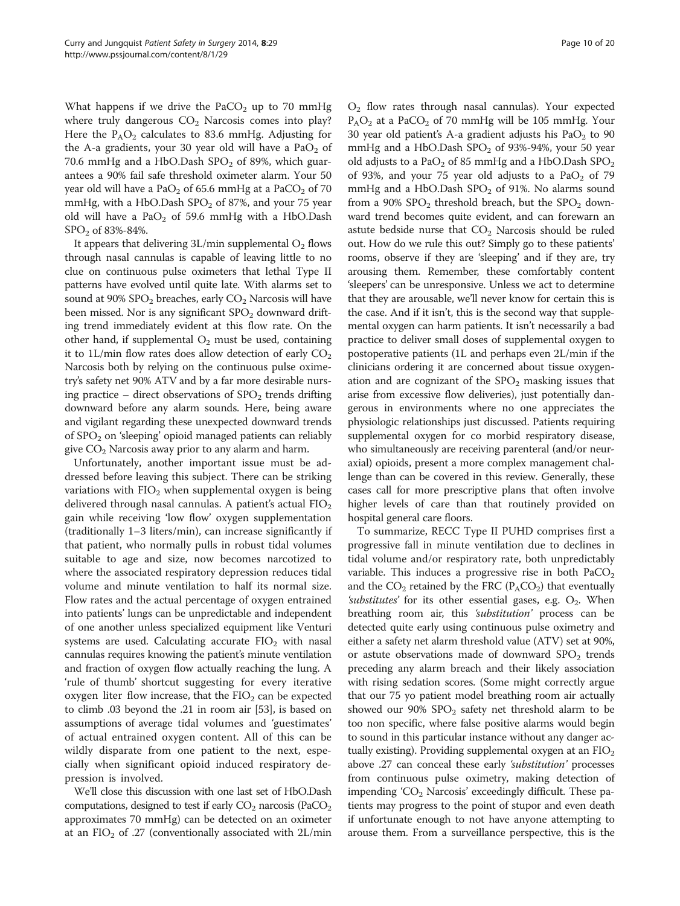What happens if we drive the $PaCO_2$ up to 70 mmHg where truly dangerous $CO_2$ Narcosis comes into play? Here the $P_AO_2$ calculates to 83.6 mmHg. Adjusting for the A-a gradients, your 30 year old will have a $PaO_2$ of 70.6 mmHg and a HbO.Dash $SPO_2$ of 89%, which guarantees a 90% fail safe threshold oximeter alarm. Your 50 year old will have a $PaO_2$ of 65.6 mmHg at a $PaCO_2$ of 70 mmHg, with a HbO.Dash $SPO_2$ of 87%, and your 75 year old will have a $PaO_2$ of 59.6 mmHg with a HbO.Dash $SPO_2$ of 83%-84%.

It appears that delivering 3L/min supplemental $O_2$ flows through nasal cannulas is capable of leaving little to no clue on continuous pulse oximeters that lethal Type II patterns have evolved until quite late. With alarms set to sound at 90% $SPO_2$ breaches, early $CO_2$ Narcosis will have been missed. Nor is any significant $SPO_2$ downward drifting trend immediately evident at this flow rate. On the other hand, if supplemental $O_2$ must be used, containing it to 1L/min flow rates does allow detection of early $CO_2$ Narcosis both by relying on the continuous pulse oximetry's safety net 90% ATV and by a far more desirable nursing practice – direct observations of $SPO_2$ trends drifting downward before any alarm sounds. Here, being aware and vigilant regarding these unexpected downward trends of $SPO_2$ on 'sleeping' opioid managed patients can reliably give $CO_2$ Narcosis away prior to any alarm and harm.

Unfortunately, another important issue must be addressed before leaving this subject. There can be striking variations with $FIO_2$ when supplemental oxygen is being delivered through nasal cannulas. A patient's actual $FIO_2$ gain while receiving 'low flow' oxygen supplementation (traditionally 1–3 liters/min), can increase significantly if that patient, who normally pulls in robust tidal volumes suitable to age and size, now becomes narcotized to where the associated respiratory depression reduces tidal volume and minute ventilation to half its normal size. Flow rates and the actual percentage of oxygen entrained into patients' lungs can be unpredictable and independent of one another unless specialized equipment like Venturi systems are used. Calculating accurate $FIO_2$ with nasal cannulas requires knowing the patient's minute ventilation and fraction of oxygen flow actually reaching the lung. A 'rule of thumb' shortcut suggesting for every iterative oxygen liter flow increase, that the $FIO_2$ can be expected to climb .03 beyond the .21 in room air [53], is based on assumptions of average tidal volumes and 'guestimates' of actual entrained oxygen content. All of this can be wildly disparate from one patient to the next, especially when significant opioid induced respiratory depression is involved.

We'll close this discussion with one last set of HbO.Dash computations, designed to test if early $CO_2$ narcosis ($PaCO_2$ approximates 70 mmHg) can be detected on an oximeter at an $FIO_2$ of .27 (conventionally associated with 2L/min $O_2$ flow rates through nasal cannulas). Your expected $P_AO_2$ at a $PaCO_2$ of 70 mmHg will be 105 mmHg. Your 30 year old patient's A-a gradient adjusts his $PaO_2$ to 90 mmHg and a HbO.Dash $SPO_2$ of 93%-94%, your 50 year old adjusts to a $PaO_2$ of 85 mmHg and a HbO.Dash $SPO_2$ of 93%, and your 75 year old adjusts to a $PaO_2$ of 79 mmHg and a HbO.Dash $SPO_2$ of 91%. No alarms sound from a 90% $SPO_2$ threshold breach, but the $SPO_2$ downward trend becomes quite evident, and can forewarn an astute bedside nurse that $CO_2$ Narcosis should be ruled out. How do we rule this out? Simply go to these patients' rooms, observe if they are 'sleeping' and if they are, try arousing them. Remember, these comfortably content 'sleepers' can be unresponsive. Unless we act to determine that they are arousable, we'll never know for certain this is the case. And if it isn't, this is the second way that supplemental oxygen can harm patients. It isn't necessarily a bad practice to deliver small doses of supplemental oxygen to postoperative patients (1L and perhaps even 2L/min if the clinicians ordering it are concerned about tissue oxygenation and are cognizant of the $SPO_2$ masking issues that arise from excessive flow deliveries), just potentially dangerous in environments where no one appreciates the physiologic relationships just discussed. Patients requiring supplemental oxygen for co morbid respiratory disease, who simultaneously are receiving parenteral (and/or neuraxial) opioids, present a more complex management challenge than can be covered in this review. Generally, these cases call for more prescriptive plans that often involve higher levels of care than that routinely provided on hospital general care floors.

To summarize, RECC Type II PUHD comprises first a progressive fall in minute ventilation due to declines in tidal volume and/or respiratory rate, both unpredictably variable. This induces a progressive rise in both $PaCO_2$ and the $CO_2$ retained by the FRC ($P_ACO_2$) that eventually *'substitutes'* for its other essential gases, e.g. $O_2$. When breathing room air, this *'substitution'* process can be detected quite early using continuous pulse oximetry and either a safety net alarm threshold value (ATV) set at 90%, or astute observations made of downward $SPO_2$ trends preceding any alarm breach and their likely association with rising sedation scores. (Some might correctly argue that our 75 yo patient model breathing room air actually showed our 90% $SPO_2$ safety net threshold alarm to be too non specific, where false positive alarms would begin to sound in this particular instance without any danger actually existing). Providing supplemental oxygen at an $FIO_2$ above .27 can conceal these early *'substitution'* processes from continuous pulse oximetry, making detection of impending '$CO_2$ Narcosis' exceedingly difficult. These patients may progress to the point of stupor and even death if unfortunate enough to not have anyone attempting to arouse them. From a surveillance perspective, this is the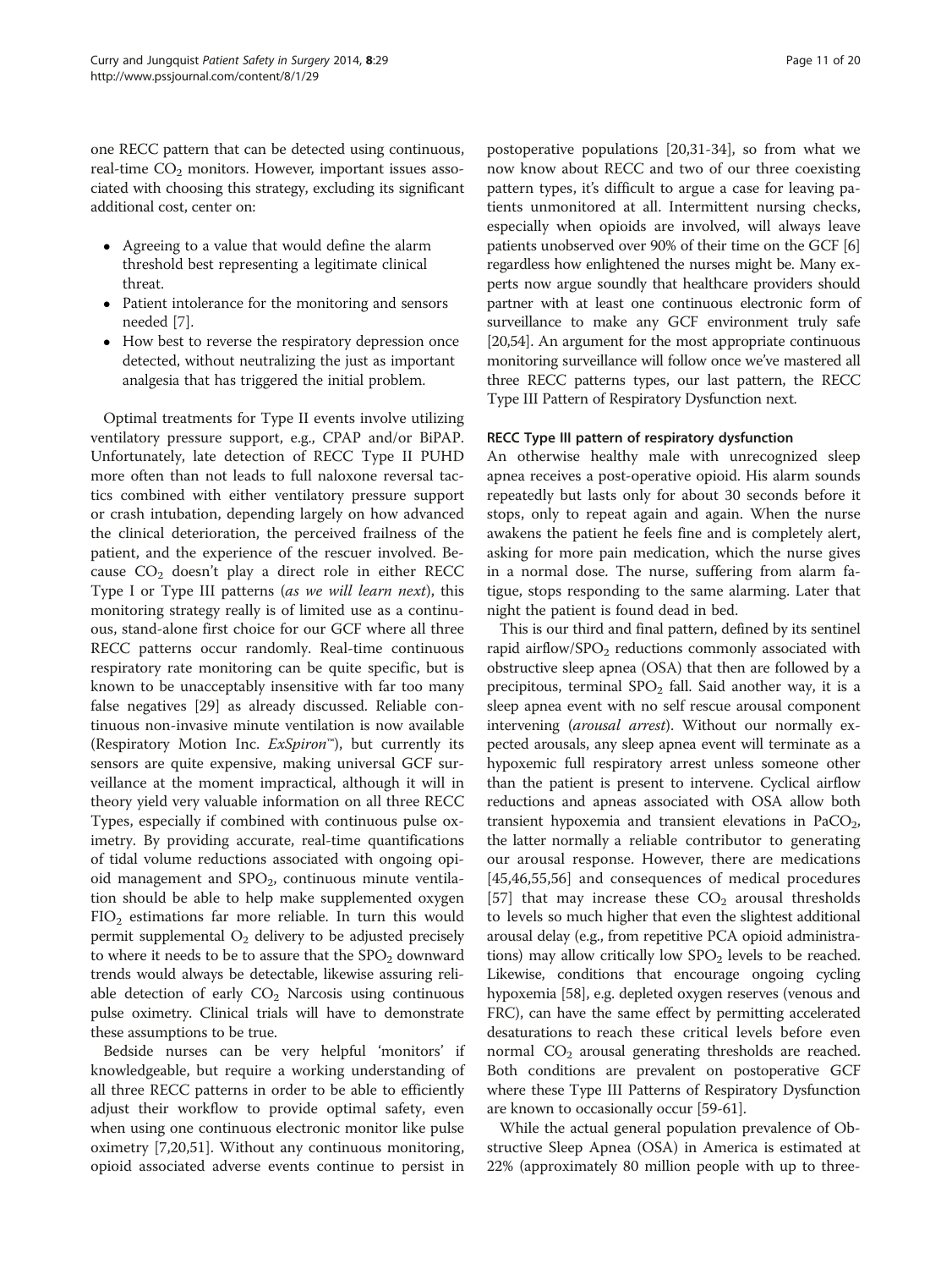one RECC pattern that can be detected using continuous, real-time $CO_2$ monitors. However, important issues associated with choosing this strategy, excluding its significant additional cost, center on:

- Agreeing to a value that would define the alarm threshold best representing a legitimate clinical threat.
- Patient intolerance for the monitoring and sensors needed [7].
- How best to reverse the respiratory depression once detected, without neutralizing the just as important analgesia that has triggered the initial problem.

Optimal treatments for Type II events involve utilizing ventilatory pressure support, e.g., CPAP and/or BiPAP. Unfortunately, late detection of RECC Type II PUHD more often than not leads to full naloxone reversal tactics combined with either ventilatory pressure support or crash intubation, depending largely on how advanced the clinical deterioration, the perceived frailness of the patient, and the experience of the rescuer involved. Because $CO_2$ doesn't play a direct role in either RECC Type I or Type III patterns (*as we will learn next*), this monitoring strategy really is of limited use as a continuous, stand-alone first choice for our GCF where all three RECC patterns occur randomly. Real-time continuous respiratory rate monitoring can be quite specific, but is known to be unacceptably insensitive with far too many false negatives [29] as already discussed. Reliable continuous non-invasive minute ventilation is now available (Respiratory Motion Inc. *ExSpiron™*), but currently its sensors are quite expensive, making universal GCF surveillance at the moment impractical, although it will in theory yield very valuable information on all three RECC Types, especially if combined with continuous pulse oximetry. By providing accurate, real-time quantifications of tidal volume reductions associated with ongoing opioid management and $SPO_2$, continuous minute ventilation should be able to help make supplemented oxygen $FIO_2$ estimations far more reliable. In turn this would permit supplemental $O_2$ delivery to be adjusted precisely to where it needs to be to assure that the $SPO_2$ downward trends would always be detectable, likewise assuring reliable detection of early $CO_2$ Narcosis using continuous pulse oximetry. Clinical trials will have to demonstrate these assumptions to be true.

Bedside nurses can be very helpful 'monitors' if knowledgeable, but require a working understanding of all three RECC patterns in order to be able to efficiently adjust their workflow to provide optimal safety, even when using one continuous electronic monitor like pulse oximetry [7,20,51]. Without any continuous monitoring, opioid associated adverse events continue to persist in postoperative populations [20,31-34], so from what we now know about RECC and two of our three coexisting pattern types, it's difficult to argue a case for leaving patients unmonitored at all. Intermittent nursing checks, especially when opioids are involved, will always leave patients unobserved over 90% of their time on the GCF [6] regardless how enlightened the nurses might be. Many experts now argue soundly that healthcare providers should partner with at least one continuous electronic form of surveillance to make any GCF environment truly safe [20,54]. An argument for the most appropriate continuous monitoring surveillance will follow once we've mastered all three RECC patterns types, our last pattern, the RECC Type III Pattern of Respiratory Dysfunction next.

### RECC Type III pattern of respiratory dysfunction

An otherwise healthy male with unrecognized sleep apnea receives a post-operative opioid. His alarm sounds repeatedly but lasts only for about 30 seconds before it stops, only to repeat again and again. When the nurse awakens the patient he feels fine and is completely alert, asking for more pain medication, which the nurse gives in a normal dose. The nurse, suffering from alarm fatigue, stops responding to the same alarming. Later that night the patient is found dead in bed.

This is our third and final pattern, defined by its sentinel rapid airflow/$SPO_2$ reductions commonly associated with obstructive sleep apnea (OSA) that then are followed by a precipitous, terminal $SPO_2$ fall. Said another way, it is a sleep apnea event with no self rescue arousal component intervening (*arousal arrest*). Without our normally expected arousals, any sleep apnea event will terminate as a hypoxemic full respiratory arrest unless someone other than the patient is present to intervene. Cyclical airflow reductions and apneas associated with OSA allow both transient hypoxemia and transient elevations in $PaCO_2$, the latter normally a reliable contributor to generating our arousal response. However, there are medications [45,46,55,56] and consequences of medical procedures [57] that may increase these $CO_2$ arousal thresholds to levels so much higher that even the slightest additional arousal delay (e.g., from repetitive PCA opioid administrations) may allow critically low $SPO_2$ levels to be reached. Likewise, conditions that encourage ongoing cycling hypoxemia [58], e.g. depleted oxygen reserves (venous and FRC), can have the same effect by permitting accelerated desaturations to reach these critical levels before even normal $CO_2$ arousal generating thresholds are reached. Both conditions are prevalent on postoperative GCF where these Type III Patterns of Respiratory Dysfunction are known to occasionally occur [59-61].

While the actual general population prevalence of Obstructive Sleep Apnea (OSA) in America is estimated at 22% (approximately 80 million people with up to three-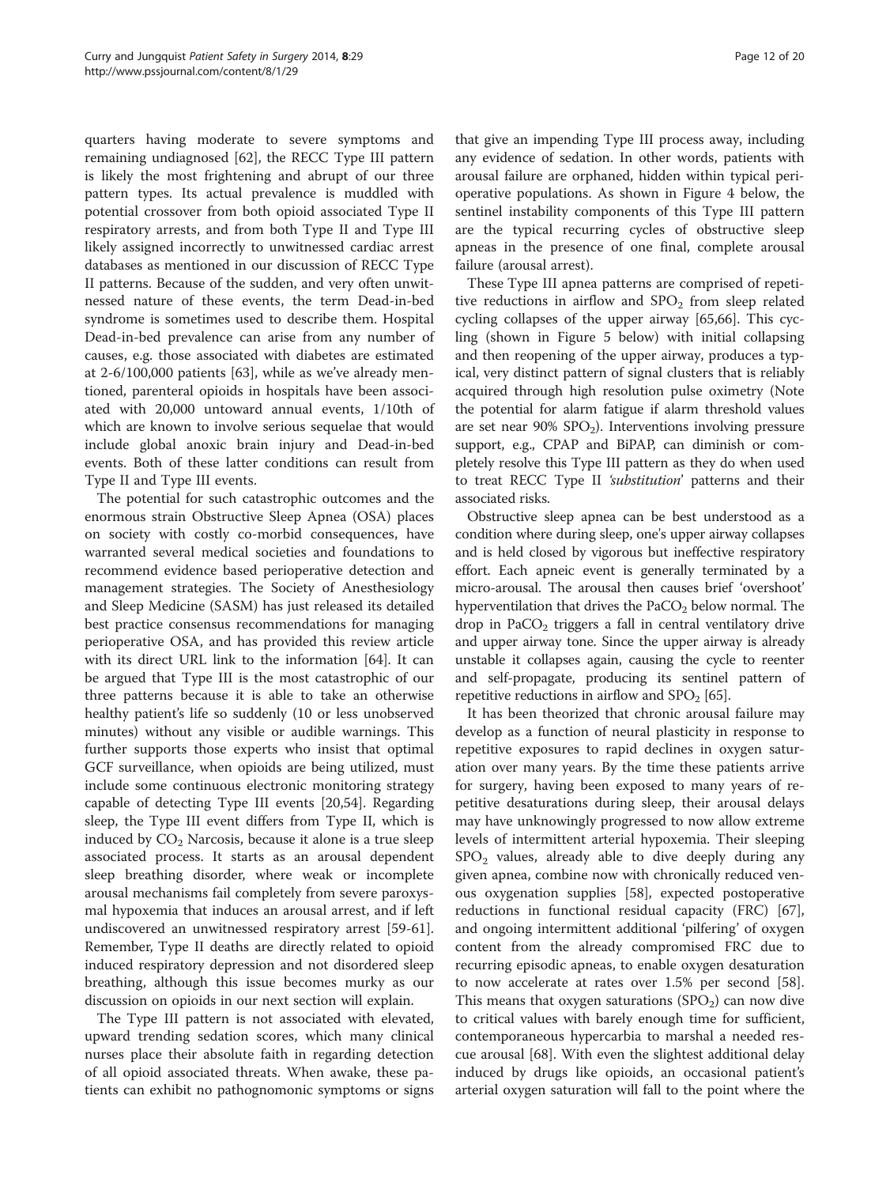quarters having moderate to severe symptoms and remaining undiagnosed [62], the RECC Type III pattern is likely the most frightening and abrupt of our three pattern types. Its actual prevalence is muddled with potential crossover from both opioid associated Type II respiratory arrests, and from both Type II and Type III likely assigned incorrectly to unwitnessed cardiac arrest databases as mentioned in our discussion of RECC Type II patterns. Because of the sudden, and very often unwitnessed nature of these events, the term Dead-in-bed syndrome is sometimes used to describe them. Hospital Dead-in-bed prevalence can arise from any number of causes, e.g. those associated with diabetes are estimated at 2-6/100,000 patients [63], while as we've already mentioned, parenteral opioids in hospitals have been associated with 20,000 untoward annual events, 1/10th of which are known to involve serious sequelae that would include global anoxic brain injury and Dead-in-bed events. Both of these latter conditions can result from Type II and Type III events.

The potential for such catastrophic outcomes and the enormous strain Obstructive Sleep Apnea (OSA) places on society with costly co-morbid consequences, have warranted several medical societies and foundations to recommend evidence based perioperative detection and management strategies. The Society of Anesthesiology and Sleep Medicine (SASM) has just released its detailed best practice consensus recommendations for managing perioperative OSA, and has provided this review article with its direct URL link to the information [64]. It can be argued that Type III is the most catastrophic of our three patterns because it is able to take an otherwise healthy patient's life so suddenly (10 or less unobserved minutes) without any visible or audible warnings. This further supports those experts who insist that optimal GCF surveillance, when opioids are being utilized, must include some continuous electronic monitoring strategy capable of detecting Type III events [20,54]. Regarding sleep, the Type III event differs from Type II, which is induced by $CO_2$ Narcosis, because it alone is a true sleep associated process. It starts as an arousal dependent sleep breathing disorder, where weak or incomplete arousal mechanisms fail completely from severe paroxysmal hypoxemia that induces an arousal arrest, and if left undiscovered an unwitnessed respiratory arrest [59-61]. Remember, Type II deaths are directly related to opioid induced respiratory depression and not disordered sleep breathing, although this issue becomes murky as our discussion on opioids in our next section will explain.

The Type III pattern is not associated with elevated, upward trending sedation scores, which many clinical nurses place their absolute faith in regarding detection of all opioid associated threats. When awake, these patients can exhibit no pathognomonic symptoms or signs that give an impending Type III process away, including any evidence of sedation. In other words, patients with arousal failure are orphaned, hidden within typical perioperative populations. As shown in Figure 4 below, the sentinel instability components of this Type III pattern are the typical recurring cycles of obstructive sleep apneas in the presence of one final, complete arousal failure (arousal arrest).

These Type III apnea patterns are comprised of repetitive reductions in airflow and $SPO_2$ from sleep related cycling collapses of the upper airway [65,66]. This cycling (shown in Figure 5 below) with initial collapsing and then reopening of the upper airway, produces a typical, very distinct pattern of signal clusters that is reliably acquired through high resolution pulse oximetry (Note the potential for alarm fatigue if alarm threshold values are set near 90% $SPO_2$). Interventions involving pressure support, e.g., CPAP and BiPAP, can diminish or completely resolve this Type III pattern as they do when used to treat RECC Type II *'substitution'* patterns and their associated risks.

Obstructive sleep apnea can be best understood as a condition where during sleep, one's upper airway collapses and is held closed by vigorous but ineffective respiratory effort. Each apneic event is generally terminated by a micro-arousal. The arousal then causes brief 'overshoot' hyperventilation that drives the $PaCO_2$ below normal. The drop in $PaCO_2$ triggers a fall in central ventilatory drive and upper airway tone. Since the upper airway is already unstable it collapses again, causing the cycle to reenter and self-propagate, producing its sentinel pattern of repetitive reductions in airflow and $SPO_2$ [65].

It has been theorized that chronic arousal failure may develop as a function of neural plasticity in response to repetitive exposures to rapid declines in oxygen saturation over many years. By the time these patients arrive for surgery, having been exposed to many years of repetitive desaturations during sleep, their arousal delays may have unknowingly progressed to now allow extreme levels of intermittent arterial hypoxemia. Their sleeping $SPO_2$ values, already able to dive deeply during any given apnea, combine now with chronically reduced venous oxygenation supplies [58], expected postoperative reductions in functional residual capacity (FRC) [67], and ongoing intermittent additional 'pilfering' of oxygen content from the already compromised FRC due to recurring episodic apneas, to enable oxygen desaturation to now accelerate at rates over 1.5% per second [58]. This means that oxygen saturations ($SPO_2$) can now dive to critical values with barely enough time for sufficient, contemporaneous hypercarbia to marshal a needed rescue arousal [68]. With even the slightest additional delay induced by drugs like opioids, an occasional patient's arterial oxygen saturation will fall to the point where the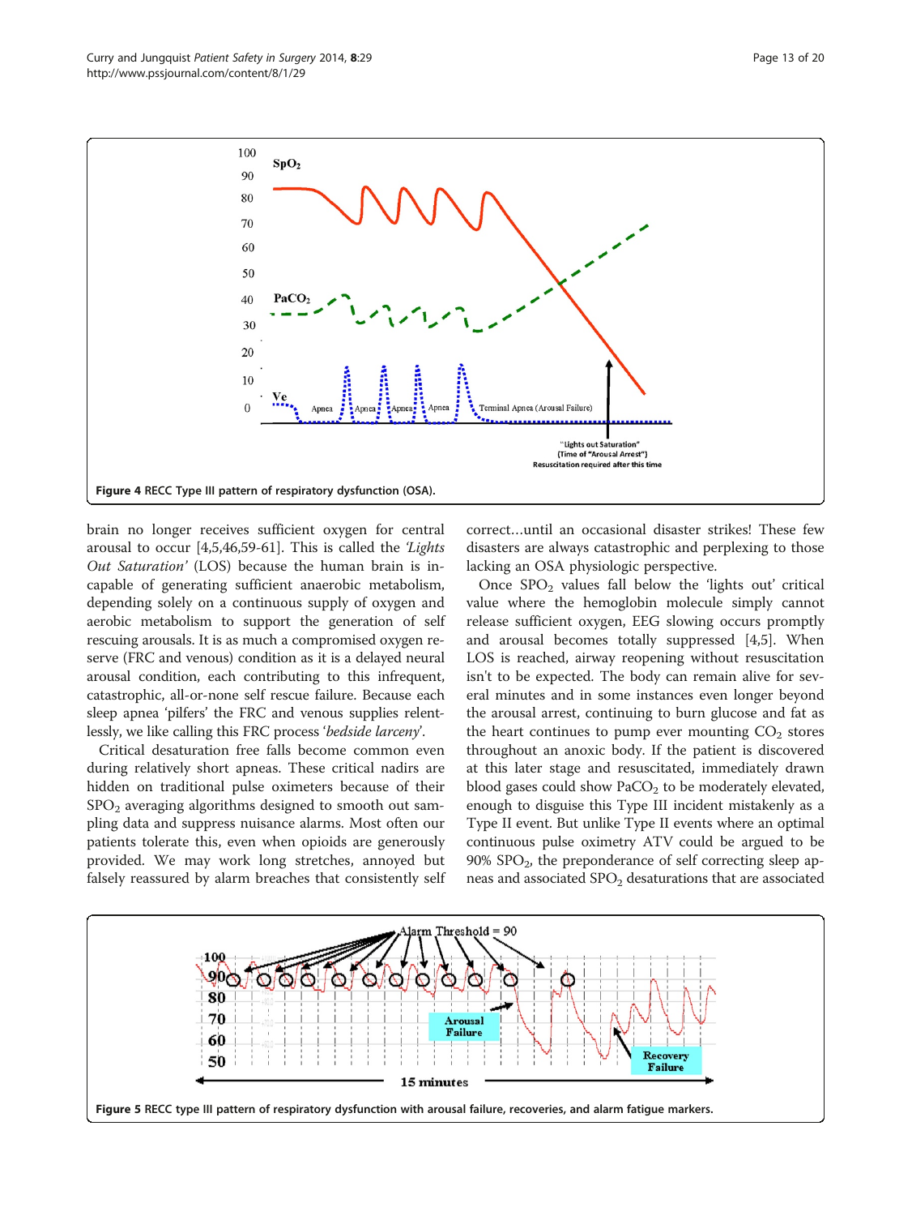Figure 4 RECC Type III pattern of respiratory dysfunction (OSA).

brain no longer receives sufficient oxygen for central arousal to occur [4,5,46,59-61]. This is called the *'Lights Out Saturation'* (LOS) because the human brain is incapable of generating sufficient anaerobic metabolism, depending solely on a continuous supply of oxygen and aerobic metabolism to support the generation of self rescuing arousals. It is as much a compromised oxygen reserve (FRC and venous) condition as it is a delayed neural arousal condition, each contributing to this infrequent, catastrophic, all-or-none self rescue failure. Because each sleep apnea 'pilfers' the FRC and venous supplies relentlessly, we like calling this FRC process '*bedside larceny*'.

Critical desaturation free falls become common even during relatively short apneas. These critical nadirs are hidden on traditional pulse oximeters because of their $SPO_2$ averaging algorithms designed to smooth out sampling data and suppress nuisance alarms. Most often our patients tolerate this, even when opioids are generously provided. We may work long stretches, annoyed but falsely reassured by alarm breaches that consistently self correct…until an occasional disaster strikes! These few disasters are always catastrophic and perplexing to those lacking an OSA physiologic perspective.

Once $SPO_2$ values fall below the 'lights out' critical value where the hemoglobin molecule simply cannot release sufficient oxygen, EEG slowing occurs promptly and arousal becomes totally suppressed [4,5]. When LOS is reached, airway reopening without resuscitation isn't to be expected. The body can remain alive for several minutes and in some instances even longer beyond the arousal arrest, continuing to burn glucose and fat as the heart continues to pump ever mounting $CO_2$ stores throughout an anoxic body. If the patient is discovered at this later stage and resuscitated, immediately drawn blood gases could show $PaCO_2$ to be moderately elevated, enough to disguise this Type III incident mistakenly as a Type II event. But unlike Type II events where an optimal continuous pulse oximetry ATV could be argued to be 90% $SPO_2$, the preponderance of self correcting sleep apneas and associated $SPO_2$ desaturations that are associated

Figure 5 RECC type III pattern of respiratory dysfunction with arousal failure, recoveries, and alarm fatigue markers.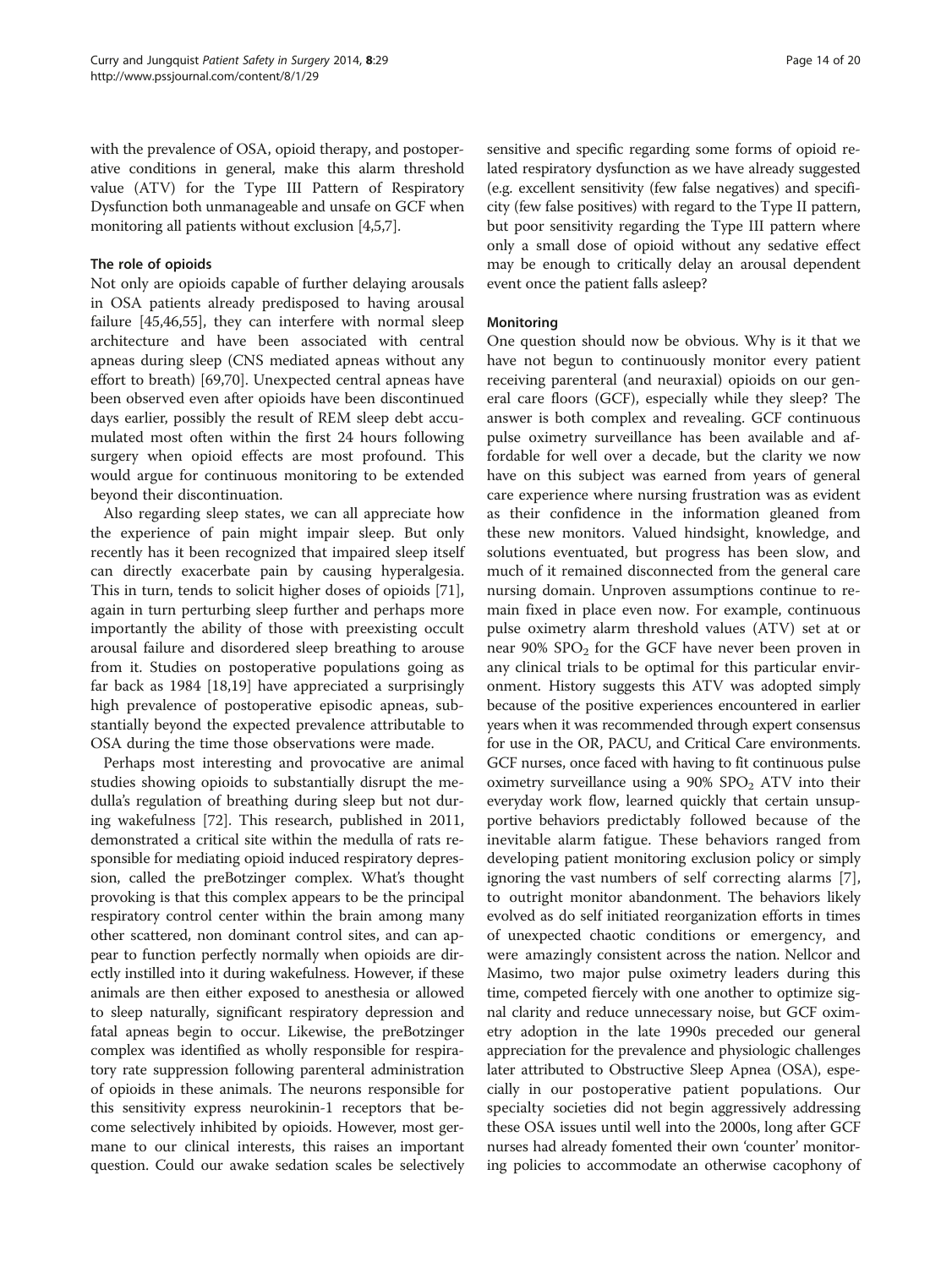with the prevalence of OSA, opioid therapy, and postoperative conditions in general, make this alarm threshold value (ATV) for the Type III Pattern of Respiratory Dysfunction both unmanageable and unsafe on GCF when monitoring all patients without exclusion [4,5,7].

### The role of opioids

Not only are opioids capable of further delaying arousals in OSA patients already predisposed to having arousal failure [45,46,55], they can interfere with normal sleep architecture and have been associated with central apneas during sleep (CNS mediated apneas without any effort to breath) [69,70]. Unexpected central apneas have been observed even after opioids have been discontinued days earlier, possibly the result of REM sleep debt accumulated most often within the first 24 hours following surgery when opioid effects are most profound. This would argue for continuous monitoring to be extended beyond their discontinuation.

Also regarding sleep states, we can all appreciate how the experience of pain might impair sleep. But only recently has it been recognized that impaired sleep itself can directly exacerbate pain by causing hyperalgesia. This in turn, tends to solicit higher doses of opioids [71], again in turn perturbing sleep further and perhaps more importantly the ability of those with preexisting occult arousal failure and disordered sleep breathing to arouse from it. Studies on postoperative populations going as far back as 1984 [18,19] have appreciated a surprisingly high prevalence of postoperative episodic apneas, substantially beyond the expected prevalence attributable to OSA during the time those observations were made.

Perhaps most interesting and provocative are animal studies showing opioids to substantially disrupt the medulla's regulation of breathing during sleep but not during wakefulness [72]. This research, published in 2011, demonstrated a critical site within the medulla of rats responsible for mediating opioid induced respiratory depression, called the preBotzinger complex. What's thought provoking is that this complex appears to be the principal respiratory control center within the brain among many other scattered, non dominant control sites, and can appear to function perfectly normally when opioids are directly instilled into it during wakefulness. However, if these animals are then either exposed to anesthesia or allowed to sleep naturally, significant respiratory depression and fatal apneas begin to occur. Likewise, the preBotzinger complex was identified as wholly responsible for respiratory rate suppression following parenteral administration of opioids in these animals. The neurons responsible for this sensitivity express neurokinin-1 receptors that become selectively inhibited by opioids. However, most germane to our clinical interests, this raises an important question. Could our awake sedation scales be selectively sensitive and specific regarding some forms of opioid related respiratory dysfunction as we have already suggested (e.g. excellent sensitivity (few false negatives) and specificity (few false positives) with regard to the Type II pattern, but poor sensitivity regarding the Type III pattern where only a small dose of opioid without any sedative effect may be enough to critically delay an arousal dependent event once the patient falls asleep?

### Monitoring

One question should now be obvious. Why is it that we have not begun to continuously monitor every patient receiving parenteral (and neuraxial) opioids on our general care floors (GCF), especially while they sleep? The answer is both complex and revealing. GCF continuous pulse oximetry surveillance has been available and affordable for well over a decade, but the clarity we now have on this subject was earned from years of general care experience where nursing frustration was as evident as their confidence in the information gleaned from these new monitors. Valued hindsight, knowledge, and solutions eventuated, but progress has been slow, and much of it remained disconnected from the general care nursing domain. Unproven assumptions continue to remain fixed in place even now. For example, continuous pulse oximetry alarm threshold values (ATV) set at or near 90% $SPO_2$ for the GCF have never been proven in any clinical trials to be optimal for this particular environment. History suggests this ATV was adopted simply because of the positive experiences encountered in earlier years when it was recommended through expert consensus for use in the OR, PACU, and Critical Care environments. GCF nurses, once faced with having to fit continuous pulse oximetry surveillance using a 90% $SPO_2$ ATV into their everyday work flow, learned quickly that certain unsupportive behaviors predictably followed because of the inevitable alarm fatigue. These behaviors ranged from developing patient monitoring exclusion policy or simply ignoring the vast numbers of self correcting alarms [7], to outright monitor abandonment. The behaviors likely evolved as do self initiated reorganization efforts in times of unexpected chaotic conditions or emergency, and were amazingly consistent across the nation. Nellcor and Masimo, two major pulse oximetry leaders during this time, competed fiercely with one another to optimize signal clarity and reduce unnecessary noise, but GCF oximetry adoption in the late 1990s preceded our general appreciation for the prevalence and physiologic challenges later attributed to Obstructive Sleep Apnea (OSA), especially in our postoperative patient populations. Our specialty societies did not begin aggressively addressing these OSA issues until well into the 2000s, long after GCF nurses had already fomented their own 'counter' monitoring policies to accommodate an otherwise cacophony of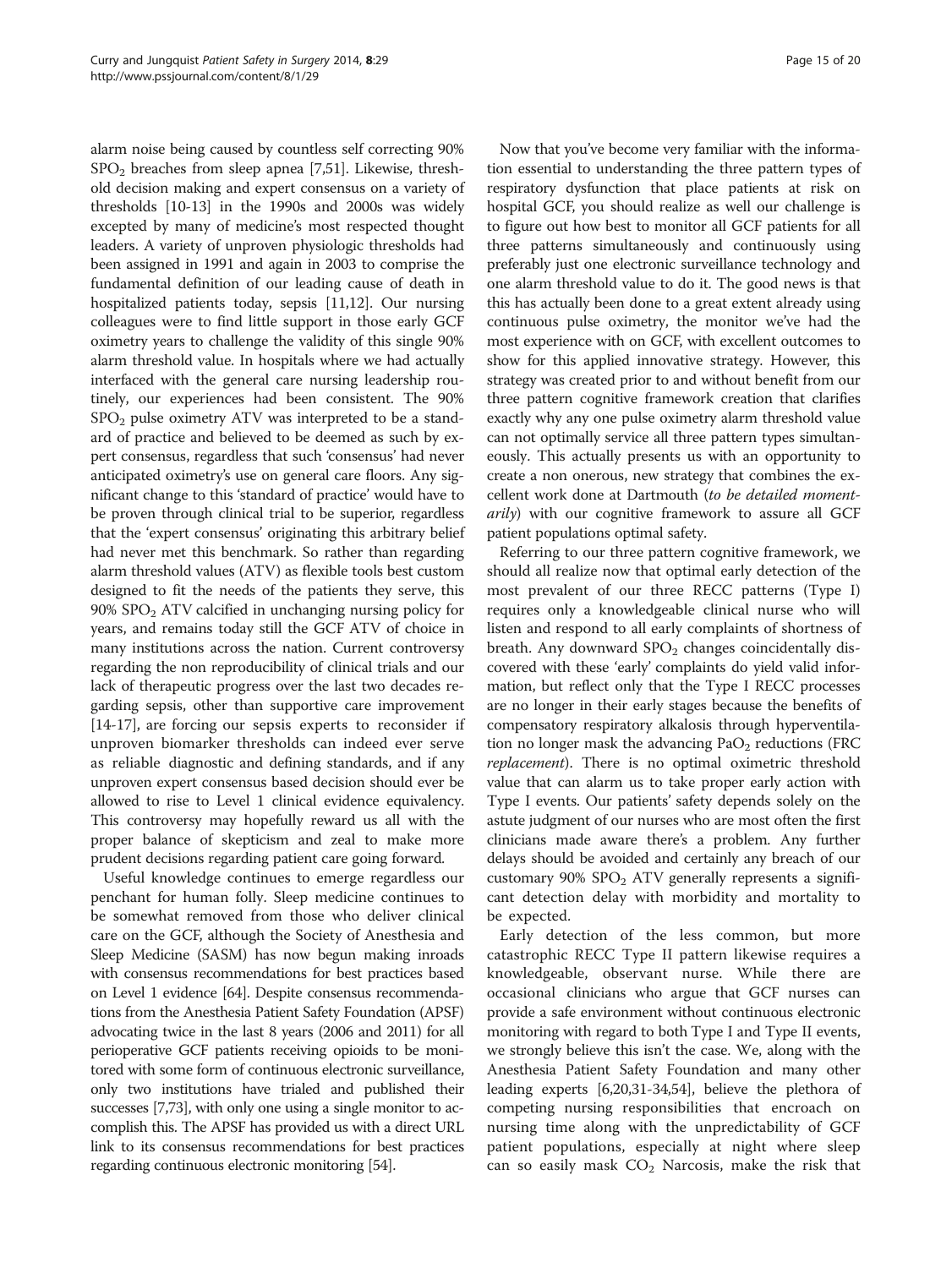alarm noise being caused by countless self correcting 90% $SPO_2$ breaches from sleep apnea [7,51]. Likewise, threshold decision making and expert consensus on a variety of thresholds [10-13] in the 1990s and 2000s was widely excepted by many of medicine's most respected thought leaders. A variety of unproven physiologic thresholds had been assigned in 1991 and again in 2003 to comprise the fundamental definition of our leading cause of death in hospitalized patients today, sepsis [11,12]. Our nursing colleagues were to find little support in those early GCF oximetry years to challenge the validity of this single 90% alarm threshold value. In hospitals where we had actually interfaced with the general care nursing leadership routinely, our experiences had been consistent. The 90% $SPO_2$ pulse oximetry ATV was interpreted to be a standard of practice and believed to be deemed as such by expert consensus, regardless that such 'consensus' had never anticipated oximetry's use on general care floors. Any significant change to this 'standard of practice' would have to be proven through clinical trial to be superior, regardless that the 'expert consensus' originating this arbitrary belief had never met this benchmark. So rather than regarding alarm threshold values (ATV) as flexible tools best custom designed to fit the needs of the patients they serve, this 90% $SPO_2$ ATV calcified in unchanging nursing policy for years, and remains today still the GCF ATV of choice in many institutions across the nation. Current controversy regarding the non reproducibility of clinical trials and our lack of therapeutic progress over the last two decades regarding sepsis, other than supportive care improvement [14-17], are forcing our sepsis experts to reconsider if unproven biomarker thresholds can indeed ever serve as reliable diagnostic and defining standards, and if any unproven expert consensus based decision should ever be allowed to rise to Level 1 clinical evidence equivalency. This controversy may hopefully reward us all with the proper balance of skepticism and zeal to make more prudent decisions regarding patient care going forward.

Useful knowledge continues to emerge regardless our penchant for human folly. Sleep medicine continues to be somewhat removed from those who deliver clinical care on the GCF, although the Society of Anesthesia and Sleep Medicine (SASM) has now begun making inroads with consensus recommendations for best practices based on Level 1 evidence [64]. Despite consensus recommendations from the Anesthesia Patient Safety Foundation (APSF) advocating twice in the last 8 years (2006 and 2011) for all perioperative GCF patients receiving opioids to be monitored with some form of continuous electronic surveillance, only two institutions have trialed and published their successes [7,73], with only one using a single monitor to accomplish this. The APSF has provided us with a direct URL link to its consensus recommendations for best practices regarding continuous electronic monitoring [54].

Now that you've become very familiar with the information essential to understanding the three pattern types of respiratory dysfunction that place patients at risk on hospital GCF, you should realize as well our challenge is to figure out how best to monitor all GCF patients for all three patterns simultaneously and continuously using preferably just one electronic surveillance technology and one alarm threshold value to do it. The good news is that this has actually been done to a great extent already using continuous pulse oximetry, the monitor we've had the most experience with on GCF, with excellent outcomes to show for this applied innovative strategy. However, this strategy was created prior to and without benefit from our three pattern cognitive framework creation that clarifies exactly why any one pulse oximetry alarm threshold value can not optimally service all three pattern types simultaneously. This actually presents us with an opportunity to create a non onerous, new strategy that combines the excellent work done at Dartmouth (*to be detailed momentarily*) with our cognitive framework to assure all GCF patient populations optimal safety.

Referring to our three pattern cognitive framework, we should all realize now that optimal early detection of the most prevalent of our three RECC patterns (Type I) requires only a knowledgeable clinical nurse who will listen and respond to all early complaints of shortness of breath. Any downward $SPO_2$ changes coincidentally discovered with these 'early' complaints do yield valid information, but reflect only that the Type I RECC processes are no longer in their early stages because the benefits of compensatory respiratory alkalosis through hyperventilation no longer mask the advancing $PaO_2$ reductions (*FRC replacement*). There is no optimal oximetric threshold value that can alarm us to take proper early action with Type I events. Our patients' safety depends solely on the astute judgment of our nurses who are most often the first clinicians made aware there's a problem. Any further delays should be avoided and certainly any breach of our customary 90% $SPO_2$ ATV generally represents a significant detection delay with morbidity and mortality to be expected.

Early detection of the less common, but more catastrophic RECC Type II pattern likewise requires a knowledgeable, observant nurse. While there are occasional clinicians who argue that GCF nurses can provide a safe environment without continuous electronic monitoring with regard to both Type I and Type II events, we strongly believe this isn't the case. We, along with the Anesthesia Patient Safety Foundation and many other leading experts [6,20,31-34,54], believe the plethora of competing nursing responsibilities that encroach on nursing time along with the unpredictability of GCF patient populations, especially at night where sleep can so easily mask $CO_2$ Narcosis, make the risk that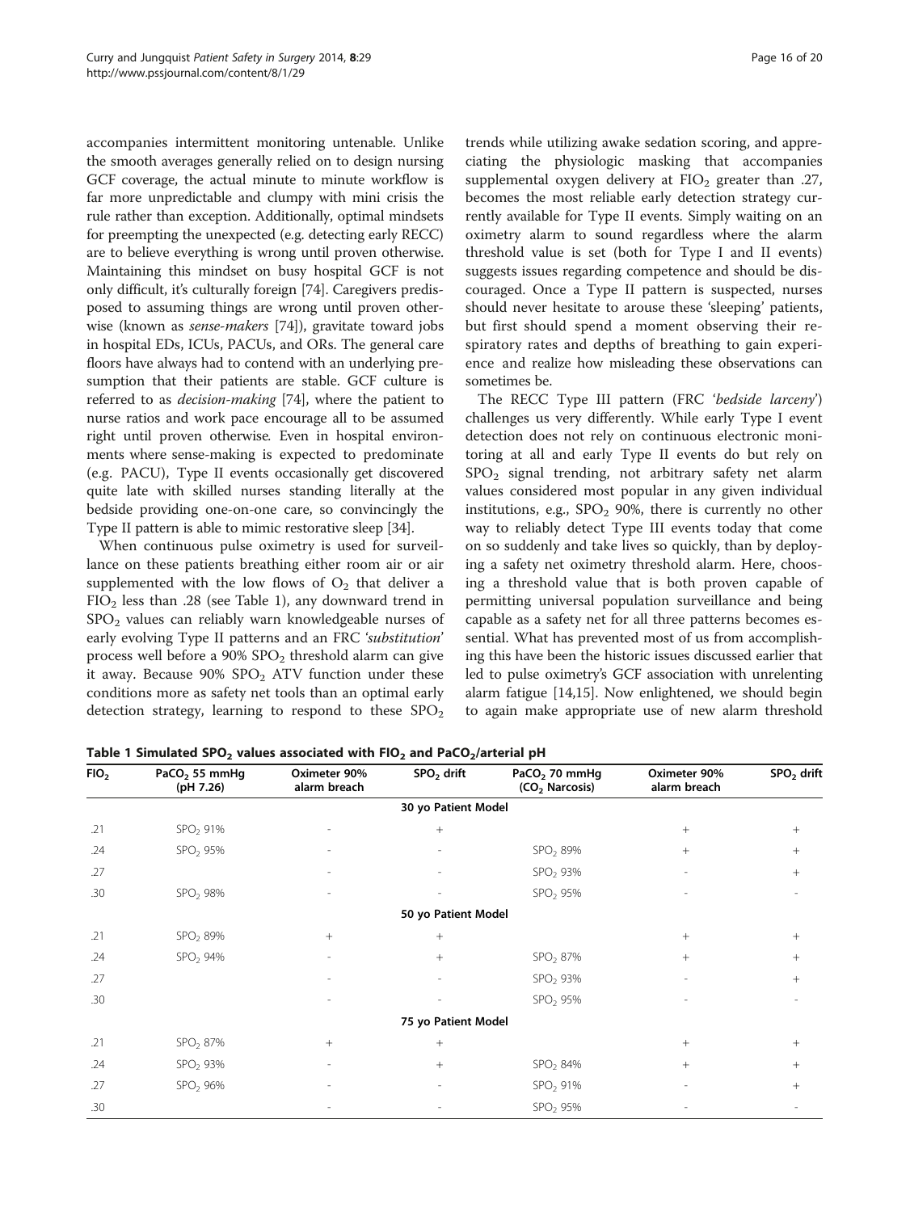accompanies intermittent monitoring untenable. Unlike the smooth averages generally relied on to design nursing GCF coverage, the actual minute to minute workflow is far more unpredictable and clumpy with mini crisis the rule rather than exception. Additionally, optimal mindsets for preempting the unexpected (e.g. detecting early RECC) are to believe everything is wrong until proven otherwise. Maintaining this mindset on busy hospital GCF is not only difficult, it's culturally foreign [74]. Caregivers predisposed to assuming things are wrong until proven otherwise (known as *sense-makers* [74]), gravitate toward jobs in hospital EDs, ICUs, PACUs, and ORs. The general care floors have always had to contend with an underlying presumption that their patients are stable. GCF culture is referred to as *decision-making* [74], where the patient to nurse ratios and work pace encourage all to be assumed right until proven otherwise. Even in hospital environments where sense-making is expected to predominate (e.g. PACU), Type II events occasionally get discovered quite late with skilled nurses standing literally at the bedside providing one-on-one care, so convincingly the Type II pattern is able to mimic restorative sleep [34].

When continuous pulse oximetry is used for surveillance on these patients breathing either room air or air supplemented with the low flows of $O_2$ that deliver a $FIO_2$ less than .28 (see Table 1), any downward trend in $SPO_2$ values can reliably warn knowledgeable nurses of early evolving Type II patterns and an FRC '*substitution*' process well before a 90% $SPO_2$ threshold alarm can give it away. Because 90% $SPO_2$ ATV function under these conditions more as safety net tools than an optimal early detection strategy, learning to respond to these $SPO_2$ trends while utilizing awake sedation scoring, and appreciating the physiologic masking that accompanies supplemental oxygen delivery at $FIO_2$ greater than .27, becomes the most reliable early detection strategy currently available for Type II events. Simply waiting on an oximetry alarm to sound regardless where the alarm threshold value is set (both for Type I and II events) suggests issues regarding competence and should be discouraged. Once a Type II pattern is suspected, nurses should never hesitate to arouse these 'sleeping' patients, but first should spend a moment observing their respiratory rates and depths of breathing to gain experience and realize how misleading these observations can sometimes be.

The RECC Type III pattern (FRC '*bedside larceny*') challenges us very differently. While early Type I event detection does not rely on continuous electronic monitoring at all and early Type II events do but rely on $SPO_2$ signal trending, not arbitrary safety net alarm values considered most popular in any given individual institutions, e.g., $SPO_2$ 90%, there is currently no other way to reliably detect Type III events today that come on so suddenly and take lives so quickly, than by deploying a safety net oximetry threshold alarm. Here, choosing a threshold value that is both proven capable of permitting universal population surveillance and being capable as a safety net for all three patterns becomes essential. What has prevented most of us from accomplishing this have been the historic issues discussed earlier that led to pulse oximetry's GCF association with unrelenting alarm fatigue [14,15]. Now enlightened, we should begin to again make appropriate use of new alarm threshold

**Table 1 Simulated $SPO_2$ values associated with $FIO_2$ and $PaCO_2$/arterial pH**

| $FIO_2$ | $PaCO_2$ 55 mmHg (pH 7.26) | Oximeter 90% alarm breach | $SPO_2$ drift | $PaCO_2$ 70 mmHg ($CO_2$ Narcosis) | Oximeter 90% alarm breach | $SPO_2$ drift |
|---|---|---|---|---|---|---|
| | | | 30 yo Patient Model | | | |
| .21 | $SPO_2$ 91% | - | + | | + | + |
| .24 | $SPO_2$ 95% | - | - | $SPO_2$ 89% | + | + |
| .27 | | - | - | $SPO_2$ 93% | - | + |
| .30 | $SPO_2$ 98% | - | - | $SPO_2$ 95% | - | - |
| | | | 50 yo Patient Model | | | |
| .21 | $SPO_2$ 89% | + | + | | + | + |
| .24 | $SPO_2$ 94% | - | + | $SPO_2$ 87% | + | + |
| .27 | | - | - | $SPO_2$ 93% | - | + |
| .30 | | - | - | $SPO_2$ 95% | - | - |
| | | | 75 yo Patient Model | | | |
| .21 | $SPO_2$ 87% | + | + | | + | + |
| .24 | $SPO_2$ 93% | - | + | $SPO_2$ 84% | + | + |
| .27 | $SPO_2$ 96% | - | - | $SPO_2$ 91% | - | + |
| .30 | | - | - | $SPO_2$ 95% | - | - |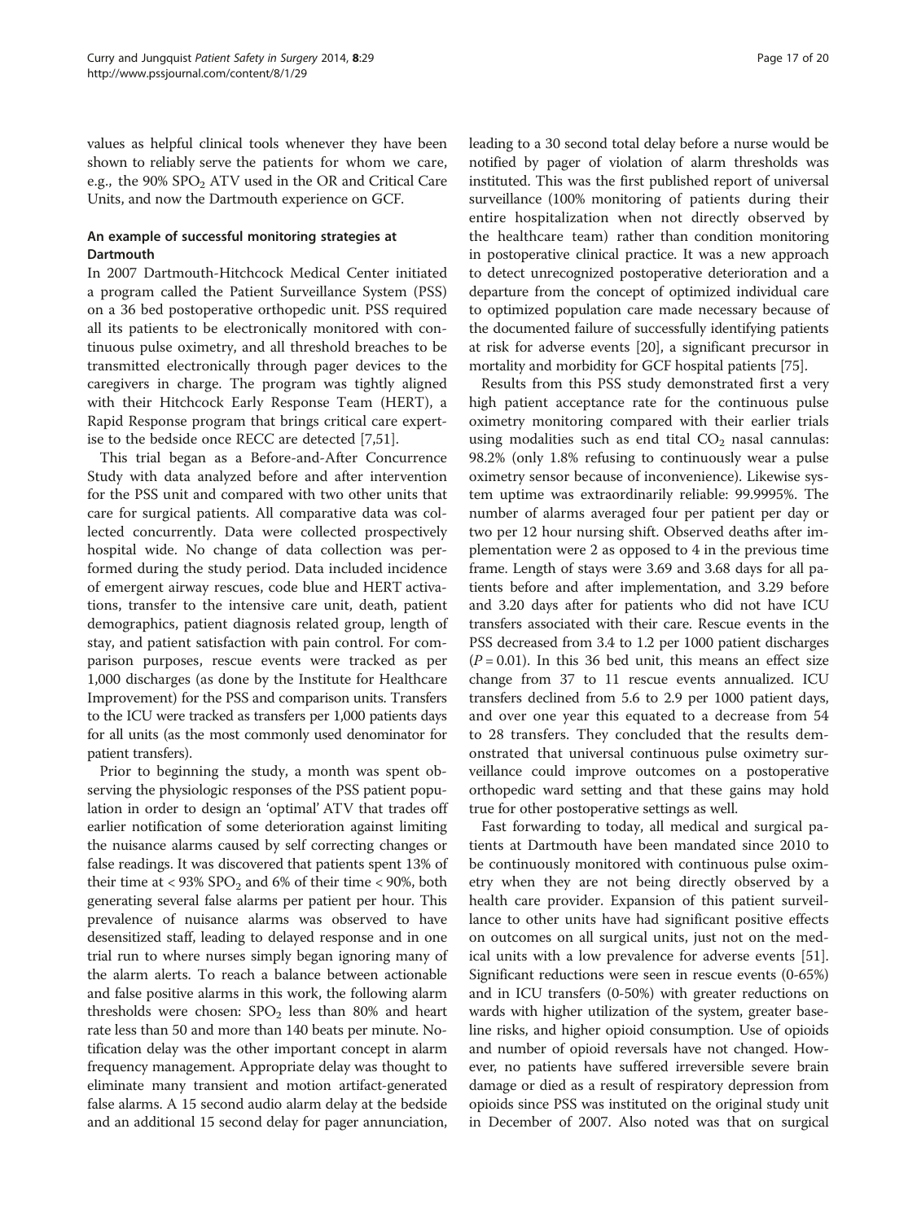values as helpful clinical tools whenever they have been shown to reliably serve the patients for whom we care, e.g., the 90% $SPO_2$ ATV used in the OR and Critical Care Units, and now the Dartmouth experience on GCF.

### An example of successful monitoring strategies at Dartmouth

In 2007 Dartmouth-Hitchcock Medical Center initiated a program called the Patient Surveillance System (PSS) on a 36 bed postoperative orthopedic unit. PSS required all its patients to be electronically monitored with continuous pulse oximetry, and all threshold breaches to be transmitted electronically through pager devices to the caregivers in charge. The program was tightly aligned with their Hitchcock Early Response Team (HERT), a Rapid Response program that brings critical care expertise to the bedside once RECC are detected [7,51].

This trial began as a Before-and-After Concurrence Study with data analyzed before and after intervention for the PSS unit and compared with two other units that care for surgical patients. All comparative data was collected concurrently. Data were collected prospectively hospital wide. No change of data collection was performed during the study period. Data included incidence of emergent airway rescues, code blue and HERT activations, transfer to the intensive care unit, death, patient demographics, patient diagnosis related group, length of stay, and patient satisfaction with pain control. For comparison purposes, rescue events were tracked as per 1,000 discharges (as done by the Institute for Healthcare Improvement) for the PSS and comparison units. Transfers to the ICU were tracked as transfers per 1,000 patients days for all units (as the most commonly used denominator for patient transfers).

Prior to beginning the study, a month was spent observing the physiologic responses of the PSS patient population in order to design an 'optimal' ATV that trades off earlier notification of some deterioration against limiting the nuisance alarms caused by self correcting changes or false readings. It was discovered that patients spent 13% of their time at < 93% $SPO_2$ and 6% of their time < 90%, both generating several false alarms per patient per hour. This prevalence of nuisance alarms was observed to have desensitized staff, leading to delayed response and in one trial run to where nurses simply began ignoring many of the alarm alerts. To reach a balance between actionable and false positive alarms in this work, the following alarm thresholds were chosen: $SPO_2$ less than 80% and heart rate less than 50 and more than 140 beats per minute. Notification delay was the other important concept in alarm frequency management. Appropriate delay was thought to eliminate many transient and motion artifact-generated false alarms. A 15 second audio alarm delay at the bedside and an additional 15 second delay for pager annunciation, leading to a 30 second total delay before a nurse would be notified by pager of violation of alarm thresholds was instituted. This was the first published report of universal surveillance (100% monitoring of patients during their entire hospitalization when not directly observed by the healthcare team) rather than condition monitoring in postoperative clinical practice. It was a new approach to detect unrecognized postoperative deterioration and a departure from the concept of optimized individual care to optimized population care made necessary because of the documented failure of successfully identifying patients at risk for adverse events [20], a significant precursor in mortality and morbidity for GCF hospital patients [75].

Results from this PSS study demonstrated first a very high patient acceptance rate for the continuous pulse oximetry monitoring compared with their earlier trials using modalities such as end tital $CO_2$ nasal cannulas: 98.2% (only 1.8% refusing to continuously wear a pulse oximetry sensor because of inconvenience). Likewise system uptime was extraordinarily reliable: 99.9995%. The number of alarms averaged four per patient per day or two per 12 hour nursing shift. Observed deaths after implementation were 2 as opposed to 4 in the previous time frame. Length of stays were 3.69 and 3.68 days for all patients before and after implementation, and 3.29 before and 3.20 days after for patients who did not have ICU transfers associated with their care. Rescue events in the PSS decreased from 3.4 to 1.2 per 1000 patient discharges ($P = 0.01$). In this 36 bed unit, this means an effect size change from 37 to 11 rescue events annualized. ICU transfers declined from 5.6 to 2.9 per 1000 patient days, and over one year this equated to a decrease from 54 to 28 transfers. They concluded that the results demonstrated that universal continuous pulse oximetry surveillance could improve outcomes on a postoperative orthopedic ward setting and that these gains may hold true for other postoperative settings as well.

Fast forwarding to today, all medical and surgical patients at Dartmouth have been mandated since 2010 to be continuously monitored with continuous pulse oximetry when they are not being directly observed by a health care provider. Expansion of this patient surveillance to other units have had significant positive effects on outcomes on all surgical units, just not on the medical units with a low prevalence for adverse events [51]. Significant reductions were seen in rescue events (0-65%) and in ICU transfers (0-50%) with greater reductions on wards with higher utilization of the system, greater baseline risks, and higher opioid consumption. Use of opioids and number of opioid reversals have not changed. However, no patients have suffered irreversible severe brain damage or died as a result of respiratory depression from opioids since PSS was instituted on the original study unit in December of 2007. Also noted was that on surgical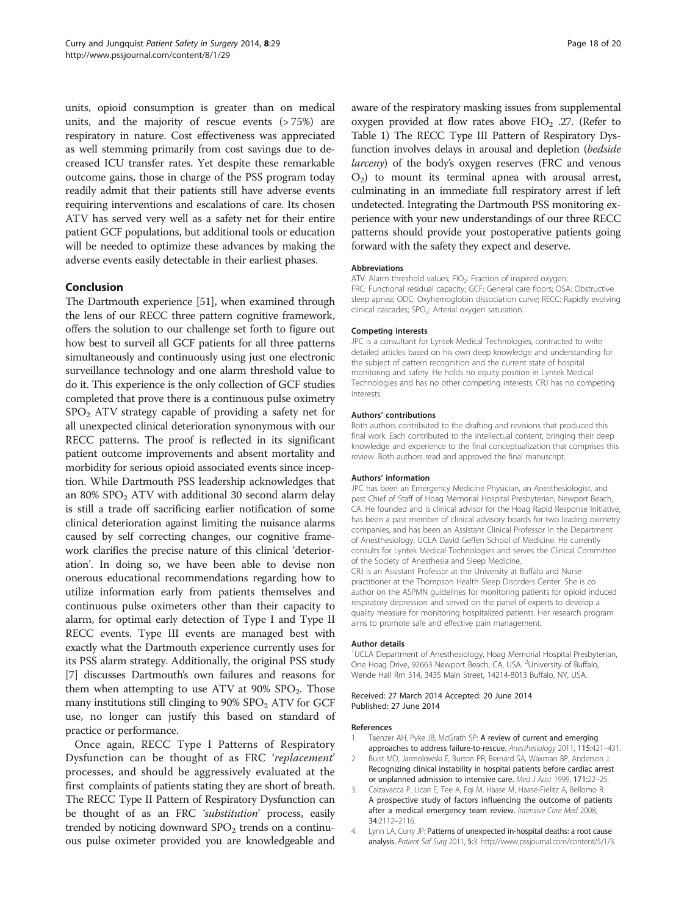units, opioid consumption is greater than on medical units, and the majority of rescue events (> 75%) are respiratory in nature. Cost effectiveness was appreciated as well stemming primarily from cost savings due to decreased ICU transfer rates. Yet despite these remarkable outcome gains, those in charge of the PSS program today readily admit that their patients still have adverse events requiring interventions and escalations of care. Its chosen ATV has served very well as a safety net for their entire patient GCF populations, but additional tools or education will be needed to optimize these advances by making the adverse events easily detectable in their earliest phases.

## Conclusion

The Dartmouth experience [51], when examined through the lens of our RECC three pattern cognitive framework, offers the solution to our challenge set forth to figure out how best to surveil all GCF patients for all three patterns simultaneously and continuously using just one electronic surveillance technology and one alarm threshold value to do it. This experience is the only collection of GCF studies completed that prove there is a continuous pulse oximetry $SPO_2$ ATV strategy capable of providing a safety net for all unexpected clinical deterioration synonymous with our RECC patterns. The proof is reflected in its significant patient outcome improvements and absent mortality and morbidity for serious opioid associated events since inception. While Dartmouth PSS leadership acknowledges that an 80% $SPO_2$ ATV with additional 30 second alarm delay is still a trade off sacrificing earlier notification of some clinical deterioration against limiting the nuisance alarms caused by self correcting changes, our cognitive framework clarifies the precise nature of this clinical 'deterioration'. In doing so, we have been able to devise non onerous educational recommendations regarding how to utilize information early from patients themselves and continuous pulse oximeters other than their capacity to alarm, for optimal early detection of Type I and Type II RECC events. Type III events are managed best with exactly what the Dartmouth experience currently uses for its PSS alarm strategy. Additionally, the original PSS study [7] discusses Dartmouth's own failures and reasons for them when attempting to use ATV at 90% $SPO_2$. Those many institutions still clinging to 90% $SPO_2$ ATV for GCF use, no longer can justify this based on standard of practice or performance.

Once again, RECC Type I Patterns of Respiratory Dysfunction can be thought of as FRC '*replacement*' processes, and should be aggressively evaluated at the first complaints of patients stating they are short of breath. The RECC Type II Pattern of Respiratory Dysfunction can be thought of as an FRC '*substitution*' process, easily trended by noticing downward $SPO_2$ trends on a continuous pulse oximeter provided you are knowledgeable and aware of the respiratory masking issues from supplemental oxygen provided at flow rates above $FIO_2$ .27. (Refer to Table 1) The RECC Type III Pattern of Respiratory Dysfunction involves delays in arousal and depletion (*bedside larceny*) of the body's oxygen reserves (FRC and venous $O_2$) to mount its terminal apnea with arousal arrest, culminating in an immediate full respiratory arrest if left undetected. Integrating the Dartmouth PSS monitoring experience with your new understandings of our three RECC patterns should provide your postoperative patients going forward with the safety they expect and deserve.

#### Abbreviations

ATV: Alarm threshold values; $FIO_2$: Fraction of inspired oxygen; FRC: Functional residual capacity; GCF: General care floors; OSA: Obstructive sleep apnea; ODC: Oxyhemoglobin dissociation curve; RECC: Rapidly evolving clinical cascades; $SPO_2$: Arterial oxygen saturation.

#### Competing interests

JPC is a consultant for Lyntek Medical Technologies, contracted to write detailed articles based on his own deep knowledge and understanding for the subject of pattern recognition and the current state of hospital monitoring and safety. He holds no equity position in Lyntek Medical Technologies and has no other competing interests. CRJ has no competing interests.

#### Authors' contributions

Both authors contributed to the drafting and revisions that produced this final work. Each contributed to the intellectual content, bringing their deep knowledge and experience to the final conceptualization that comprises this review. Both authors read and approved the final manuscript.

#### Authors' information

JPC has been an Emergency Medicine Physician, an Anesthesiologist, and past Chief of Staff of Hoag Memorial Hospital Presbyterian, Newport Beach, CA. He founded and is clinical advisor for the Hoag Rapid Response Initiative, has been a past member of clinical advisory boards for two leading oximetry companies, and has been an Assistant Clinical Professor in the Department of Anesthesiology, UCLA David Geffen School of Medicine. He currently consults for Lyntek Medical Technologies and serves the Clinical Committee of the Society of Anesthesia and Sleep Medicine.

CRJ is an Assistant Professor at the University at Buffalo and Nurse practitioner at the Thompson Health Sleep Disorders Center. She is co author on the ASPMN guidelines for monitoring patients for opioid induced respiratory depression and served on the panel of experts to develop a quality measure for monitoring hospitalized patients. Her research program aims to promote safe and effective pain management.

#### Author details

[1]UCLA Department of Anesthesiology, Hoag Memorial Hospital Presbyterian, One Hoag Drive, 92663 Newport Beach, CA, USA. [2]University of Buffalo, Wende Hall Rm 314, 3435 Main Street, 14214-8013 Buffalo, NY, USA.

Received: 27 March 2014 Accepted: 20 June 2014
Published: 27 June 2014

#### References

1. Taenzer AH, Pyke JB, McGrath SP: **A review of current and emerging approaches to address failure-to-rescue.** *Anesthesiology* 2011, **115:**421–431.
2. Buist MD, Jarmolowski E, Burton PR, Bernard SA, Waxman BP, Anderson J: **Recognizing clinical instability in hospital patients before cardiac arrest or unplanned admission to intensive care.** *Med J Aust* 1999, **171:**22–25.
3. Calzavacca P, Licari E, Tee A, Eqi M, Haase M, Haase-Fielitz A, Bellomo R: **A prospective study of factors influencing the outcome of patients after a medical emergency team review.** *Intensive Care Med* 2008, **34:**2112–2116.
4. Lynn LA, Curry JP: **Patterns of unexpected in-hospital deaths: a root cause analysis.** *Patient Saf Surg* 2011, **5:**3. http://www.pssjournal.com/content/5/1/3.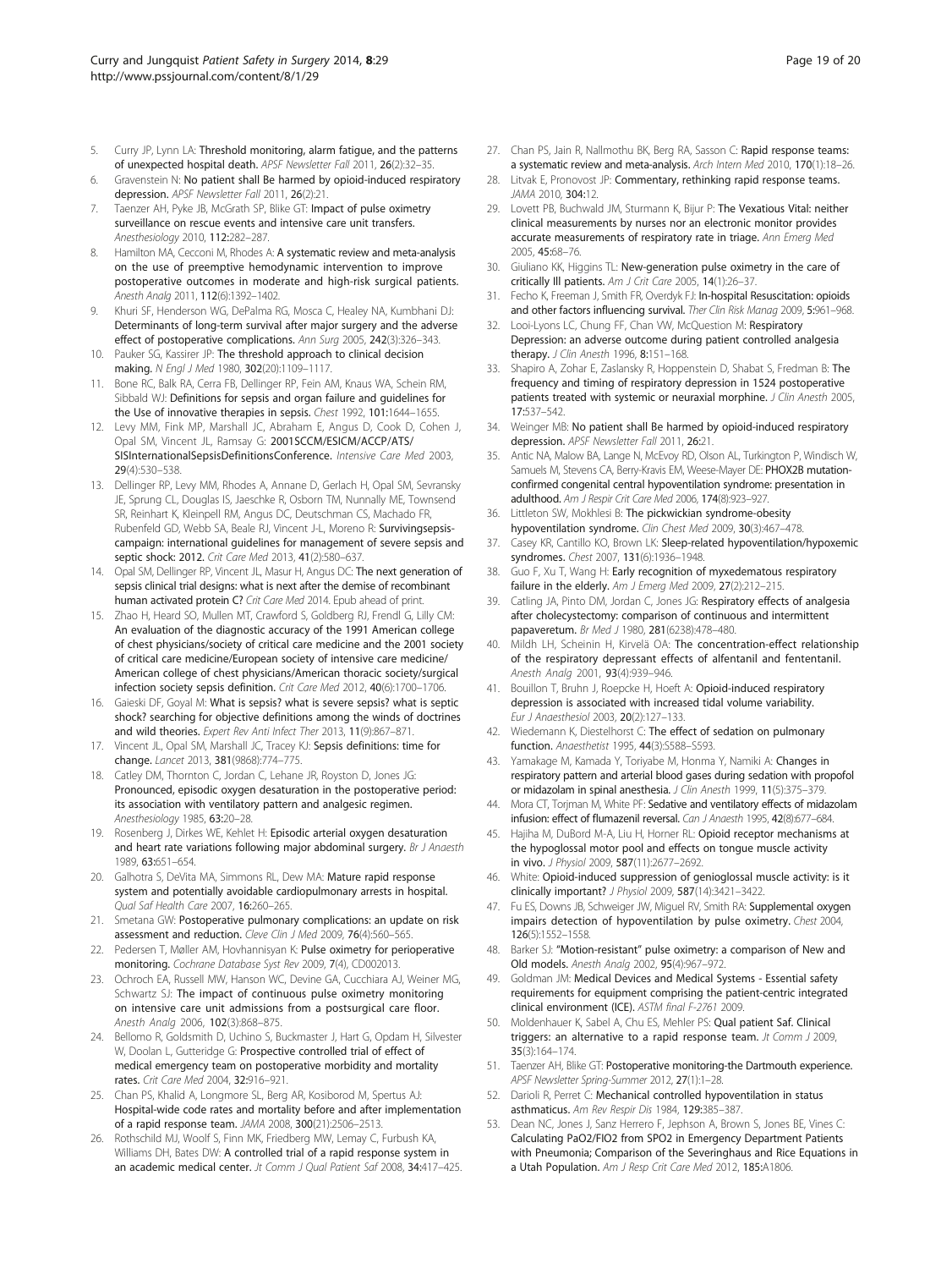5. Curry JP, Lynn LA: **Threshold monitoring, alarm fatigue, and the patterns of unexpected hospital death.** *APSF Newsletter Fall* 2011, **26**(2):32–35.
6. Gravenstein N: **No patient shall Be harmed by opioid-induced respiratory depression.** *APSF Newsletter Fall* 2011, **26**(2):21.
7. Taenzer AH, Pyke JB, McGrath SP, Blike GT: **Impact of pulse oximetry surveillance on rescue events and intensive care unit transfers.** *Anesthesiology* 2010, **112**:282–287.
8. Hamilton MA, Cecconi M, Rhodes A: **A systematic review and meta-analysis on the use of preemptive hemodynamic intervention to improve postoperative outcomes in moderate and high-risk surgical patients.** *Anesth Analg* 2011, **112**(6):1392–1402.
9. Khuri SF, Henderson WG, DePalma RG, Mosca C, Healey NA, Kumbhani DJ: **Determinants of long-term survival after major surgery and the adverse effect of postoperative complications.** *Ann Surg* 2005, **242**(3):326–343.
10. Pauker SG, Kassirer JP: **The threshold approach to clinical decision making.** *N Engl J Med* 1980, **302**(20):1109–1117.
11. Bone RC, Balk RA, Cerra FB, Dellinger RP, Fein AM, Knaus WA, Schein RM, Sibbald WJ: **Definitions for sepsis and organ failure and guidelines for the Use of innovative therapies in sepsis.** *Chest* 1992, **101**:1644–1655.
12. Levy MM, Fink MP, Marshall JC, Abraham E, Angus D, Cook D, Cohen J, Opal SM, Vincent JL, Ramsay G: **2001SCCM/ESICM/ACCP/ATS/SISInternationalSepsisDefinitionsConference.** *Intensive Care Med* 2003, **29**(4):530–538.
13. Dellinger RP, Levy MM, Rhodes A, Annane D, Gerlach H, Opal SM, Sevransky JE, Sprung CL, Douglas IS, Jaeschke R, Osborn TM, Nunnally ME, Townsend SR, Reinhart K, Kleinpell RM, Angus DC, Deutschman CS, Machado FR, Rubenfeld GD, Webb SA, Beale RJ, Vincent J-L, Moreno R: **Survivingsepsis-campaign: international guidelines for management of severe sepsis and septic shock: 2012.** *Crit Care Med* 2013, **41**(2):580–637.
14. Opal SM, Dellinger RP, Vincent JL, Masur H, Angus DC: **The next generation of sepsis clinical trial designs: what is next after the demise of recombinant human activated protein C?** *Crit Care Med* 2014. Epub ahead of print.
15. Zhao H, Heard SO, Mullen MT, Crawford S, Goldberg RJ, Frendl G, Lilly CM: **An evaluation of the diagnostic accuracy of the 1991 American college of chest physicians/society of critical care medicine and the 2001 society of critical care medicine/European society of intensive care medicine/American college of chest physicians/American thoracic society/surgical infection society sepsis definition.** *Crit Care Med* 2012, **40**(6):1700–1706.
16. Gaieski DF, Goyal M: **What is sepsis? what is severe sepsis? what is septic shock? searching for objective definitions among the winds of doctrines and wild theories.** *Expert Rev Anti Infect Ther* 2013, **11**(9):867–871.
17. Vincent JL, Opal SM, Marshall JC, Tracey KJ: **Sepsis definitions: time for change.** *Lancet* 2013, **381**(9868):774–775.
18. Catley DM, Thornton C, Jordan C, Lehane JR, Royston D, Jones JG: **Pronounced, episodic oxygen desaturation in the postoperative period: its association with ventilatory pattern and analgesic regimen.** *Anesthesiology* 1985, **63**:20–28.
19. Rosenberg J, Dirkes WE, Kehlet H: **Episodic arterial oxygen desaturation and heart rate variations following major abdominal surgery.** *Br J Anaesth* 1989, **63**:651–654.
20. Galhotra S, DeVita MA, Simmons RL, Dew MA: **Mature rapid response system and potentially avoidable cardiopulmonary arrests in hospital.** *Qual Saf Health Care* 2007, **16**:260–265.
21. Smetana GW: **Postoperative pulmonary complications: an update on risk assessment and reduction.** *Cleve Clin J Med* 2009, **76**(4):560–565.
22. Pedersen T, Møller AM, Hovhannisyan K: **Pulse oximetry for perioperative monitoring.** *Cochrane Database Syst Rev* 2009, **7**(4), CD002013.
23. Ochroch EA, Russell MW, Hanson WC, Devine GA, Cucchiara AJ, Weiner MG, Schwartz SJ: **The impact of continuous pulse oximetry monitoring on intensive care unit admissions from a postsurgical care floor.** *Anesth Analg* 2006, **102**(3):868–875.
24. Bellomo R, Goldsmith D, Uchino S, Buckmaster J, Hart G, Opdam H, Silvester W, Doolan L, Gutteridge G: **Prospective controlled trial of effect of medical emergency team on postoperative morbidity and mortality rates.** *Crit Care Med* 2004, **32**:916–921.
25. Chan PS, Khalid A, Longmore SL, Berg AR, Kosiborod M, Spertus AJ: **Hospital-wide code rates and mortality before and after implementation of a rapid response team.** *JAMA* 2008, **300**(21):2506–2513.
26. Rothschild MJ, Woolf S, Finn MK, Friedberg MW, Lemay C, Furbush KA, Williams DH, Bates DW: **A controlled trial of a rapid response system in an academic medical center.** *Jt Comm J Qual Patient Saf* 2008, **34**:417–425.
27. Chan PS, Jain R, Nallmothu BK, Berg RA, Sasson C: **Rapid response teams: a systematic review and meta-analysis.** *Arch Intern Med* 2010, **170**(1):18–26.
28. Litvak E, Pronovost JP: **Commentary, rethinking rapid response teams.** *JAMA* 2010, **304**:12.
29. Lovett PB, Buchwald JM, Sturmann K, Bijur P: **The Vexatious Vital: neither clinical measurements by nurses nor an electronic monitor provides accurate measurements of respiratory rate in triage.** *Ann Emerg Med* 2005, **45**:68–76.
30. Giuliano KK, Higgins TL: **New-generation pulse oximetry in the care of critically Ill patients.** *Am J Crit Care* 2005, **14**(1):26–37.
31. Fecho K, Freeman J, Smith FR, Overdyk FJ: **In-hospital Resuscitation: opioids and other factors influencing survival.** *Ther Clin Risk Manag* 2009, **5**:961–968.
32. Looi-Lyons LC, Chung FF, Chan VW, McQuestion M: **Respiratory Depression: an adverse outcome during patient controlled analgesia therapy.** *J Clin Anesth* 1996, **8**:151–168.
33. Shapiro A, Zohar E, Zaslansky R, Hoppenstein D, Shabat S, Fredman B: **The frequency and timing of respiratory depression in 1524 postoperative patients treated with systemic or neuraxial morphine.** *J Clin Anesth* 2005, **17**:537–542.
34. Weinger MB: **No patient shall Be harmed by opioid-induced respiratory depression.** *APSF Newsletter Fall* 2011, **26**:21.
35. Antic NA, Malow BA, Lange N, McEvoy RD, Olson AL, Turkington P, Windisch W, Samuels M, Stevens CA, Berry-Kravis EM, Weese-Mayer DE: **PHOX2B mutation-confirmed congenital central hypoventilation syndrome: presentation in adulthood.** *Am J Respir Crit Care Med* 2006, **174**(8):923–927.
36. Littleton SW, Mokhlesi B: **The pickwickian syndrome-obesity hypoventilation syndrome.** *Clin Chest Med* 2009, **30**(3):467–478.
37. Casey KR, Cantillo KO, Brown LK: **Sleep-related hypoventilation/hypoxemic syndromes.** *Chest* 2007, **131**(6):1936–1948.
38. Guo F, Xu T, Wang H: **Early recognition of myxedematous respiratory failure in the elderly.** *Am J Emerg Med* 2009, **27**(2):212–215.
39. Catling JA, Pinto DM, Jordan C, Jones JG: **Respiratory effects of analgesia after cholecystectomy: comparison of continuous and intermittent papaveretum.** *Br Med J* 1980, **281**(6238):478–480.
40. Mildh LH, Scheinin H, Kirvelä OA: **The concentration-effect relationship of the respiratory depressant effects of alfentanil and fententanil.** *Anesth Analg* 2001, **93**(4):939–946.
41. Bouillon T, Bruhn J, Roepcke H, Hoeft A: **Opioid-induced respiratory depression is associated with increased tidal volume variability.** *Eur J Anaesthesiol* 2003, **20**(2):127–133.
42. Wiedemann K, Diestelhorst C: **The effect of sedation on pulmonary function.** *Anaesthetist* 1995, **44**(3):S588–S593.
43. Yamakage M, Kamada Y, Toriyabe M, Honma Y, Namiki A: **Changes in respiratory pattern and arterial blood gases during sedation with propofol or midazolam in spinal anesthesia.** *J Clin Anesth* 1999, **11**(5):375–379.
44. Mora CT, Torjman M, White PF: **Sedative and ventilatory effects of midazolam infusion: effect of flumazenil reversal.** *Can J Anaesth* 1995, **42**(8):677–684.
45. Hajiha M, DuBord M-A, Liu H, Horner RL: **Opioid receptor mechanisms at the hypoglossal motor pool and effects on tongue muscle activity in vivo.** *J Physiol* 2009, **587**(11):2677–2692.
46. White: **Opioid-induced suppression of genioglossal muscle activity: is it clinically important?** *J Physiol* 2009, **587**(14):3421–3422.
47. Fu ES, Downs JB, Schweiger JW, Miguel RV, Smith RA: **Supplemental oxygen impairs detection of hypoventilation by pulse oximetry.** *Chest* 2004, **126**(5):1552–1558.
48. Barker SJ: **"Motion-resistant" pulse oximetry: a comparison of New and Old models.** *Anesth Analg* 2002, **95**(4):967–972.
49. Goldman JM: **Medical Devices and Medical Systems - Essential safety requirements for equipment comprising the patient-centric integrated clinical environment (ICE).** *ASTM final F-2761* 2009.
50. Moldenhauer K, Sabel A, Chu ES, Mehler PS: **Qual patient Saf. Clinical triggers: an alternative to a rapid response team.** *Jt Comm J* 2009, **35**(3):164–174.
51. Taenzer AH, Blike GT: **Postoperative monitoring-the Dartmouth experience.** *APSF Newsletter Spring-Summer* 2012, **27**(1):1–28.
52. Darioli R, Perret C: **Mechanical controlled hypoventilation in status asthmaticus.** *Am Rev Respir Dis* 1984, **129**:385–387.
53. Dean NC, Jones J, Sanz Herrero F, Jephson A, Brown S, Jones BE, Vines C: **Calculating PaO2/FIO2 from SPO2 in Emergency Department Patients with Pneumonia; Comparison of the Severinghaus and Rice Equations in a Utah Population.** *Am J Resp Crit Care Med* 2012, **185**:A1806.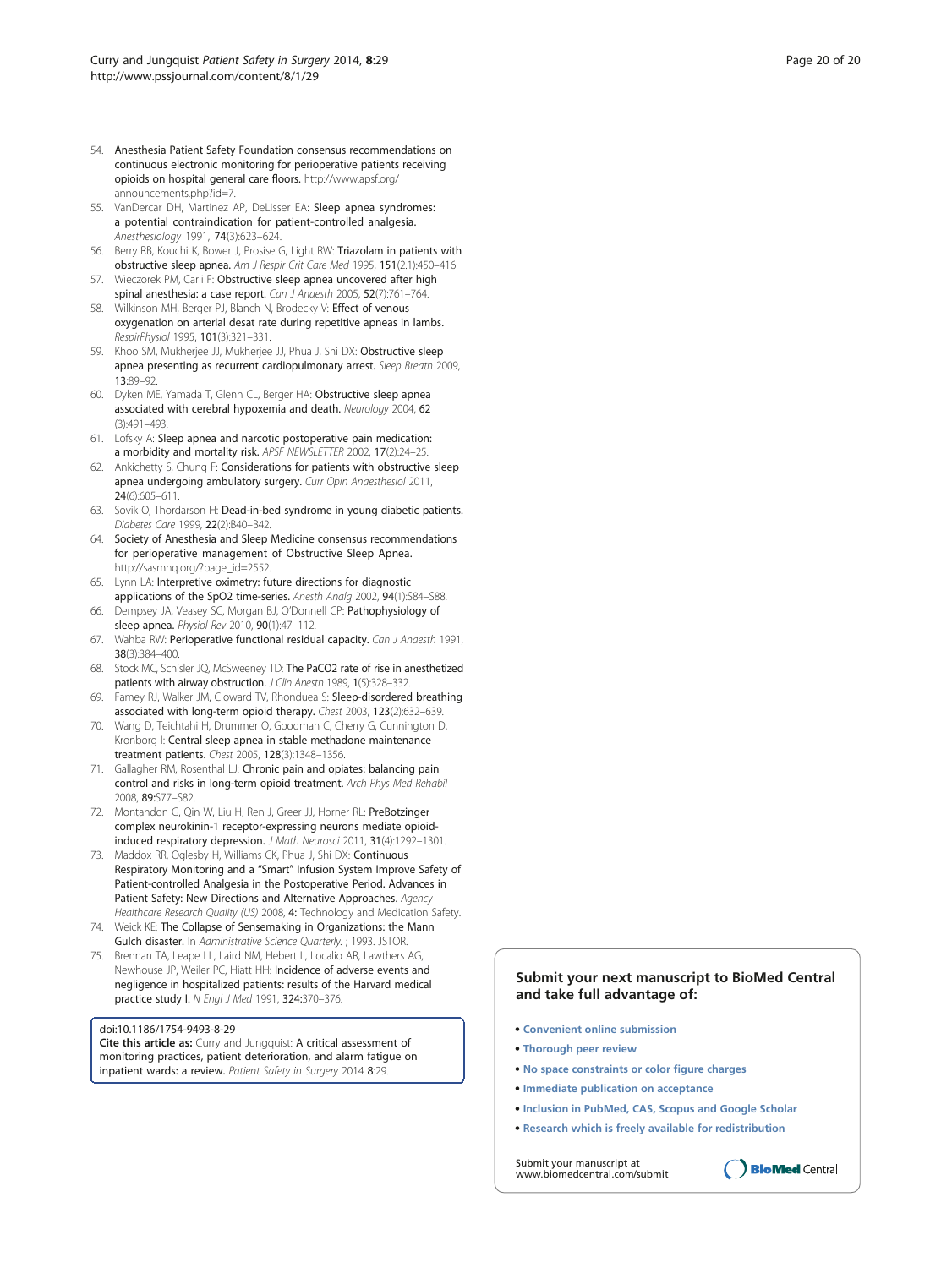54. Anesthesia Patient Safety Foundation consensus recommendations on continuous electronic monitoring for perioperative patients receiving opioids on hospital general care floors. http://www.apsf.org/announcements.php?id=7.
55. VanDercar DH, Martinez AP, DeLisser EA: **Sleep apnea syndromes: a potential contraindication for patient-controlled analgesia.** *Anesthesiology* 1991, **74**(3):623–624.
56. Berry RB, Kouchi K, Bower J, Prosise G, Light RW: **Triazolam in patients with obstructive sleep apnea.** *Am J Respir Crit Care Med* 1995, **151**(2.1):450–416.
57. Wieczorek PM, Carli F: **Obstructive sleep apnea uncovered after high spinal anesthesia: a case report.** *Can J Anaesth* 2005, **52**(7):761–764.
58. Wilkinson MH, Berger PJ, Blanch N, Brodecky V: **Effect of venous oxygenation on arterial desat rate during repetitive apneas in lambs.** *RespirPhysiol* 1995, **101**(3):321–331.
59. Khoo SM, Mukherjee JJ, Mukherjee JJ, Phua J, Shi DX: **Obstructive sleep apnea presenting as recurrent cardiopulmonary arrest.** *Sleep Breath* 2009, **13**:89–92.
60. Dyken ME, Yamada T, Glenn CL, Berger HA: **Obstructive sleep apnea associated with cerebral hypoxemia and death.** *Neurology* 2004, **62** (3):491–493.
61. Lofsky A: **Sleep apnea and narcotic postoperative pain medication: a morbidity and mortality risk.** *APSF NEWSLETTER* 2002, **17**(2):24–25.
62. Ankichetty S, Chung F: **Considerations for patients with obstructive sleep apnea undergoing ambulatory surgery.** *Curr Opin Anaesthesiol* 2011, **24**(6):605–611.
63. Sovik O, Thordarson H: **Dead-in-bed syndrome in young diabetic patients.** *Diabetes Care* 1999, **22**(2):B40–B42.
64. Society of Anesthesia and Sleep Medicine consensus recommendations for perioperative management of Obstructive Sleep Apnea. http://sasmhq.org/?page_id=2552.
65. Lynn LA: **Interpretive oximetry: future directions for diagnostic applications of the SpO2 time-series.** *Anesth Analg* 2002, **94**(1):S84–S88.
66. Dempsey JA, Veasey SC, Morgan BJ, O'Donnell CP: **Pathophysiology of sleep apnea.** *Physiol Rev* 2010, **90**(1):47–112.
67. Wahba RW: **Perioperative functional residual capacity.** *Can J Anaesth* 1991, **38**(3):384–400.
68. Stock MC, Schisler JQ, McSweeney TD: **The PaCO2 rate of rise in anesthetized patients with airway obstruction.** *J Clin Anesth* 1989, **1**(5):328–332.
69. Farney RJ, Walker JM, Cloward TV, Rhonduea S: **Sleep-disordered breathing associated with long-term opioid therapy.** *Chest* 2003, **123**(2):632–639.
70. Wang D, Teichtahi H, Drummer O, Goodman C, Cherry G, Cunnington D, Kronborg I: **Central sleep apnea in stable methadone maintenance treatment patients.** *Chest* 2005, **128**(3):1348–1356.
71. Gallagher RM, Rosenthal LJ: **Chronic pain and opiates: balancing pain control and risks in long-term opioid treatment.** *Arch Phys Med Rehabil* 2008, **89**:S77–S82.
72. Montandon G, Qin W, Liu H, Ren J, Greer JJ, Horner RL: **PreBotzinger complex neurokinin-1 receptor-expressing neurons mediate opioid-induced respiratory depression.** *J Math Neurosci* 2011, **31**(4):1292–1301.
73. Maddox RR, Oglesby H, Williams CK, Phua J, Shi DX: **Continuous Respiratory Monitoring and a "Smart" Infusion System Improve Safety of Patient-controlled Analgesia in the Postoperative Period. Advances in Patient Safety: New Directions and Alternative Approaches.** *Agency Healthcare Research Quality (US)* 2008, **4:** Technology and Medication Safety.
74. Weick KE: **The Collapse of Sensemaking in Organizations: the Mann Gulch disaster.** In *Administrative Science Quarterly.* ; 1993. JSTOR.
75. Brennan TA, Leape LL, Laird NM, Hebert L, Localio AR, Lawthers AG, Newhouse JP, Weiler PC, Hiatt HH: **Incidence of adverse events and negligence in hospitalized patients: results of the Harvard medical practice study I.** *N Engl J Med* 1991, **324**:370–376.

doi:10.1186/1754-9493-8-29

**Cite this article as:** Curry and Jungquist: A critical assessment of monitoring practices, patient deterioration, and alarm fatigue on inpatient wards: a review. *Patient Safety in Surgery* 2014 **8**:29.

**Submit your next manuscript to BioMed Central and take full advantage of:**

- Convenient online submission
- Thorough peer review
- No space constraints or color figure charges
- Immediate publication on acceptance
- Inclusion in PubMed, CAS, Scopus and Google Scholar
- Research which is freely available for redistribution

Submit your manuscript at www.biomedcentral.com/submit

BioMed Central